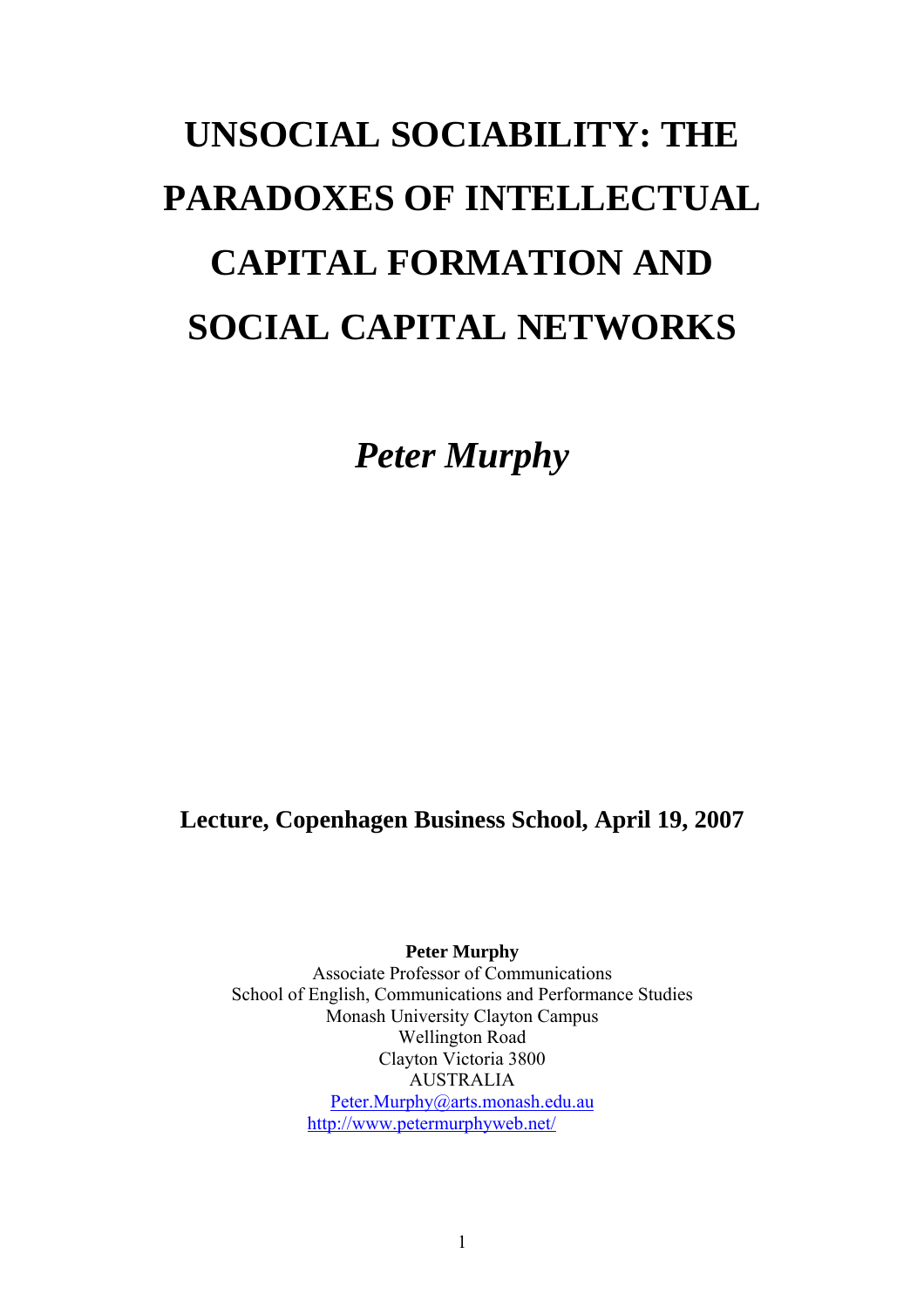# UNSOCIAL SOCIABILITY: THE PARADOXES OF INTELLECTUAL CAPITAL FORMATION AND SOCIAL CAPITAL NETWORKS

***Peter Murphy***

**Lecture, Copenhagen Business School, April 19, 2007**

**Peter Murphy**
Associate Professor of Communications
School of English, Communications and Performance Studies
Monash University Clayton Campus
Wellington Road
Clayton Victoria 3800
AUSTRALIA
Peter.Murphy@arts.monash.edu.au
http://www.petermurphyweb.net/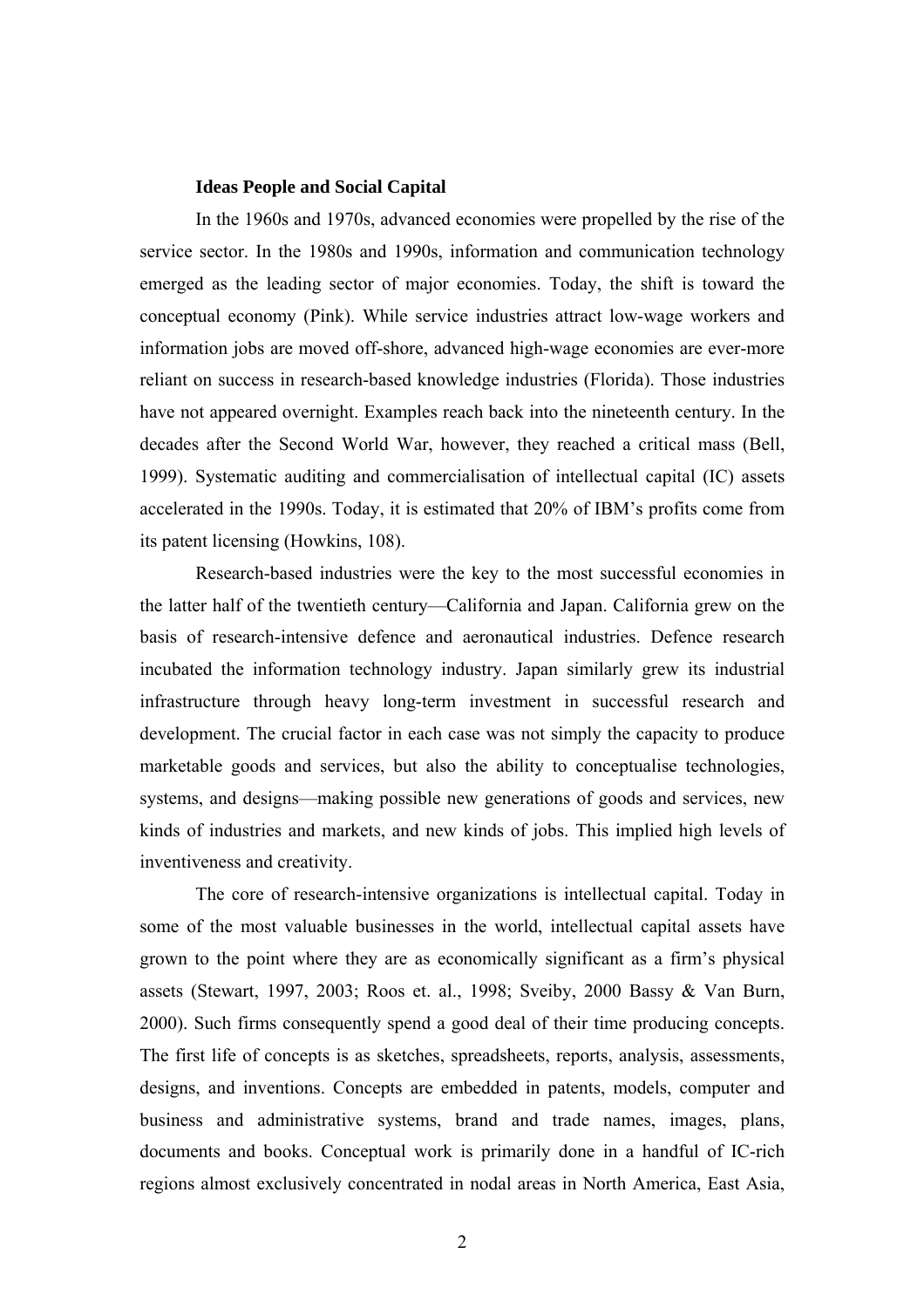### Ideas People and Social Capital

In the 1960s and 1970s, advanced economies were propelled by the rise of the service sector. In the 1980s and 1990s, information and communication technology emerged as the leading sector of major economies. Today, the shift is toward the conceptual economy (Pink). While service industries attract low-wage workers and information jobs are moved off-shore, advanced high-wage economies are ever-more reliant on success in research-based knowledge industries (Florida). Those industries have not appeared overnight. Examples reach back into the nineteenth century. In the decades after the Second World War, however, they reached a critical mass (Bell, 1999). Systematic auditing and commercialisation of intellectual capital (IC) assets accelerated in the 1990s. Today, it is estimated that 20% of IBM's profits come from its patent licensing (Howkins, 108).

Research-based industries were the key to the most successful economies in the latter half of the twentieth century—California and Japan. California grew on the basis of research-intensive defence and aeronautical industries. Defence research incubated the information technology industry. Japan similarly grew its industrial infrastructure through heavy long-term investment in successful research and development. The crucial factor in each case was not simply the capacity to produce marketable goods and services, but also the ability to conceptualise technologies, systems, and designs—making possible new generations of goods and services, new kinds of industries and markets, and new kinds of jobs. This implied high levels of inventiveness and creativity.

The core of research-intensive organizations is intellectual capital. Today in some of the most valuable businesses in the world, intellectual capital assets have grown to the point where they are as economically significant as a firm's physical assets (Stewart, 1997, 2003; Roos et. al., 1998; Sveiby, 2000 Bassy & Van Burn, 2000). Such firms consequently spend a good deal of their time producing concepts. The first life of concepts is as sketches, spreadsheets, reports, analysis, assessments, designs, and inventions. Concepts are embedded in patents, models, computer and business and administrative systems, brand and trade names, images, plans, documents and books. Conceptual work is primarily done in a handful of IC-rich regions almost exclusively concentrated in nodal areas in North America, East Asia,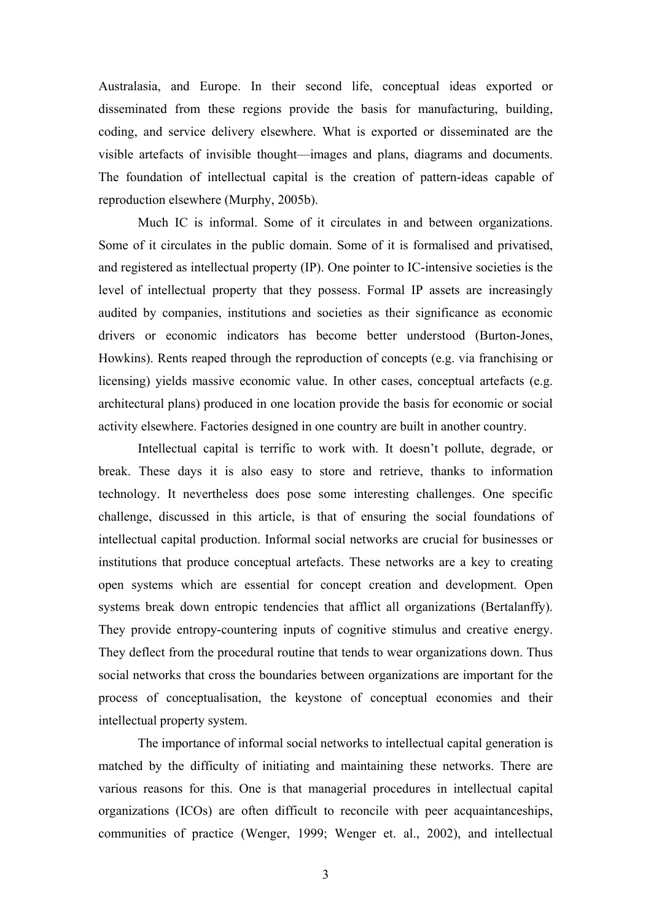Australasia, and Europe. In their second life, conceptual ideas exported or disseminated from these regions provide the basis for manufacturing, building, coding, and service delivery elsewhere. What is exported or disseminated are the visible artefacts of invisible thought—images and plans, diagrams and documents. The foundation of intellectual capital is the creation of pattern-ideas capable of reproduction elsewhere (Murphy, 2005b).

Much IC is informal. Some of it circulates in and between organizations. Some of it circulates in the public domain. Some of it is formalised and privatised, and registered as intellectual property (IP). One pointer to IC-intensive societies is the level of intellectual property that they possess. Formal IP assets are increasingly audited by companies, institutions and societies as their significance as economic drivers or economic indicators has become better understood (Burton-Jones, Howkins). Rents reaped through the reproduction of concepts (e.g. via franchising or licensing) yields massive economic value. In other cases, conceptual artefacts (e.g. architectural plans) produced in one location provide the basis for economic or social activity elsewhere. Factories designed in one country are built in another country.

Intellectual capital is terrific to work with. It doesn't pollute, degrade, or break. These days it is also easy to store and retrieve, thanks to information technology. It nevertheless does pose some interesting challenges. One specific challenge, discussed in this article, is that of ensuring the social foundations of intellectual capital production. Informal social networks are crucial for businesses or institutions that produce conceptual artefacts. These networks are a key to creating open systems which are essential for concept creation and development. Open systems break down entropic tendencies that afflict all organizations (Bertalanffy). They provide entropy-countering inputs of cognitive stimulus and creative energy. They deflect from the procedural routine that tends to wear organizations down. Thus social networks that cross the boundaries between organizations are important for the process of conceptualisation, the keystone of conceptual economies and their intellectual property system.

The importance of informal social networks to intellectual capital generation is matched by the difficulty of initiating and maintaining these networks. There are various reasons for this. One is that managerial procedures in intellectual capital organizations (ICOs) are often difficult to reconcile with peer acquaintanceships, communities of practice (Wenger, 1999; Wenger et. al., 2002), and intellectual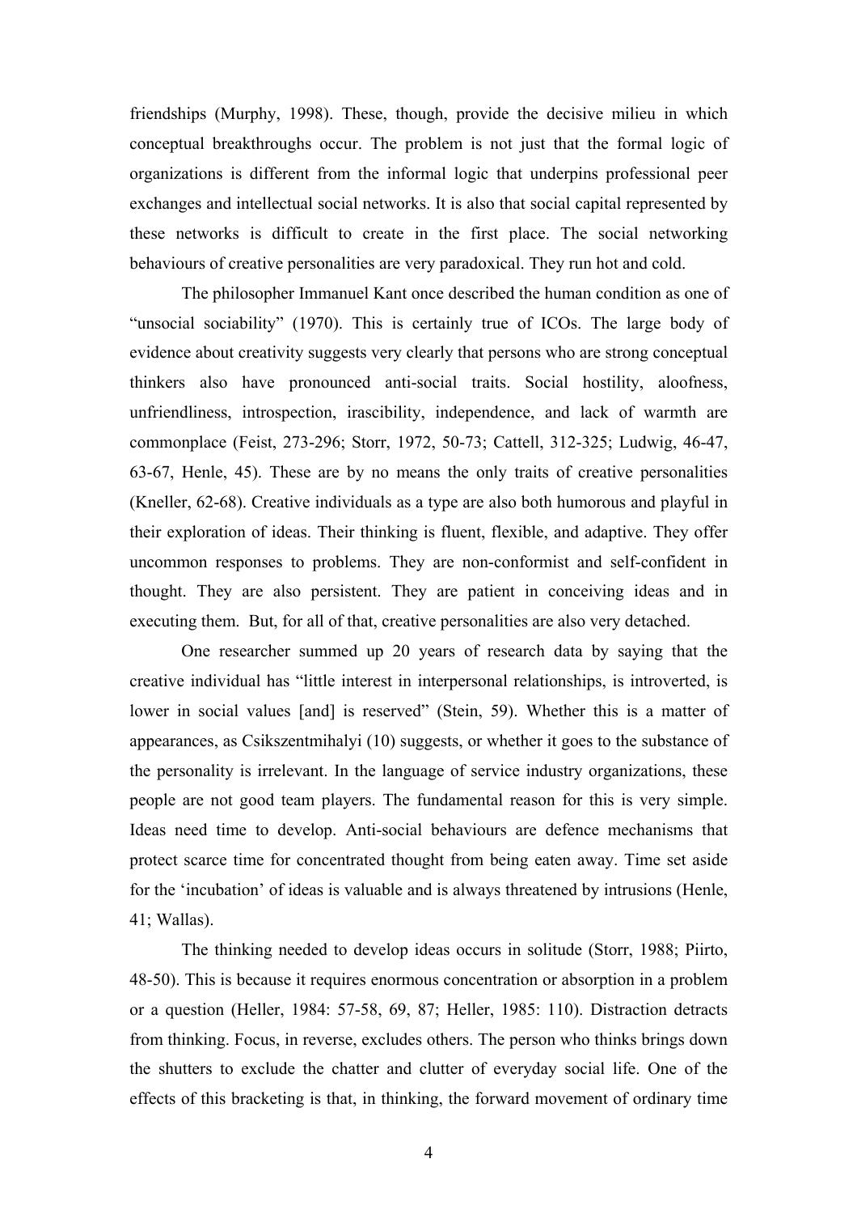friendships (Murphy, 1998). These, though, provide the decisive milieu in which conceptual breakthroughs occur. The problem is not just that the formal logic of organizations is different from the informal logic that underpins professional peer exchanges and intellectual social networks. It is also that social capital represented by these networks is difficult to create in the first place. The social networking behaviours of creative personalities are very paradoxical. They run hot and cold.

The philosopher Immanuel Kant once described the human condition as one of "unsocial sociability" (1970). This is certainly true of ICOs. The large body of evidence about creativity suggests very clearly that persons who are strong conceptual thinkers also have pronounced anti-social traits. Social hostility, aloofness, unfriendliness, introspection, irascibility, independence, and lack of warmth are commonplace (Feist, 273-296; Storr, 1972, 50-73; Cattell, 312-325; Ludwig, 46-47, 63-67, Henle, 45). These are by no means the only traits of creative personalities (Kneller, 62-68). Creative individuals as a type are also both humorous and playful in their exploration of ideas. Their thinking is fluent, flexible, and adaptive. They offer uncommon responses to problems. They are non-conformist and self-confident in thought. They are also persistent. They are patient in conceiving ideas and in executing them. But, for all of that, creative personalities are also very detached.

One researcher summed up 20 years of research data by saying that the creative individual has "little interest in interpersonal relationships, is introverted, is lower in social values [and] is reserved" (Stein, 59). Whether this is a matter of appearances, as Csikszentmihalyi (10) suggests, or whether it goes to the substance of the personality is irrelevant. In the language of service industry organizations, these people are not good team players. The fundamental reason for this is very simple. Ideas need time to develop. Anti-social behaviours are defence mechanisms that protect scarce time for concentrated thought from being eaten away. Time set aside for the 'incubation' of ideas is valuable and is always threatened by intrusions (Henle, 41; Wallas).

The thinking needed to develop ideas occurs in solitude (Storr, 1988; Piirto, 48-50). This is because it requires enormous concentration or absorption in a problem or a question (Heller, 1984: 57-58, 69, 87; Heller, 1985: 110). Distraction detracts from thinking. Focus, in reverse, excludes others. The person who thinks brings down the shutters to exclude the chatter and clutter of everyday social life. One of the effects of this bracketing is that, in thinking, the forward movement of ordinary time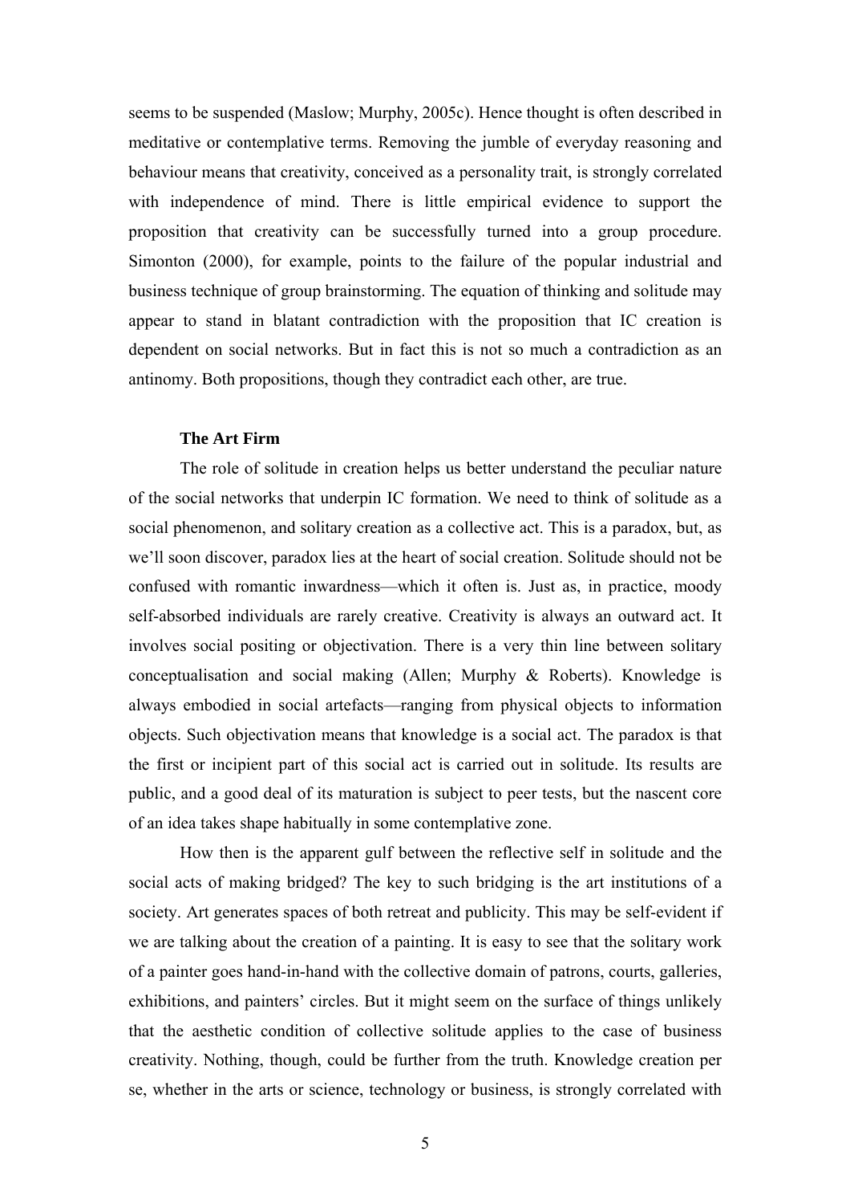seems to be suspended (Maslow; Murphy, 2005c). Hence thought is often described in meditative or contemplative terms. Removing the jumble of everyday reasoning and behaviour means that creativity, conceived as a personality trait, is strongly correlated with independence of mind. There is little empirical evidence to support the proposition that creativity can be successfully turned into a group procedure. Simonton (2000), for example, points to the failure of the popular industrial and business technique of group brainstorming. The equation of thinking and solitude may appear to stand in blatant contradiction with the proposition that IC creation is dependent on social networks. But in fact this is not so much a contradiction as an antinomy. Both propositions, though they contradict each other, are true.

### The Art Firm

The role of solitude in creation helps us better understand the peculiar nature of the social networks that underpin IC formation. We need to think of solitude as a social phenomenon, and solitary creation as a collective act. This is a paradox, but, as we'll soon discover, paradox lies at the heart of social creation. Solitude should not be confused with romantic inwardness—which it often is. Just as, in practice, moody self-absorbed individuals are rarely creative. Creativity is always an outward act. It involves social positing or objectivation. There is a very thin line between solitary conceptualisation and social making (Allen; Murphy & Roberts). Knowledge is always embodied in social artefacts—ranging from physical objects to information objects. Such objectivation means that knowledge is a social act. The paradox is that the first or incipient part of this social act is carried out in solitude. Its results are public, and a good deal of its maturation is subject to peer tests, but the nascent core of an idea takes shape habitually in some contemplative zone.

How then is the apparent gulf between the reflective self in solitude and the social acts of making bridged? The key to such bridging is the art institutions of a society. Art generates spaces of both retreat and publicity. This may be self-evident if we are talking about the creation of a painting. It is easy to see that the solitary work of a painter goes hand-in-hand with the collective domain of patrons, courts, galleries, exhibitions, and painters' circles. But it might seem on the surface of things unlikely that the aesthetic condition of collective solitude applies to the case of business creativity. Nothing, though, could be further from the truth. Knowledge creation per se, whether in the arts or science, technology or business, is strongly correlated with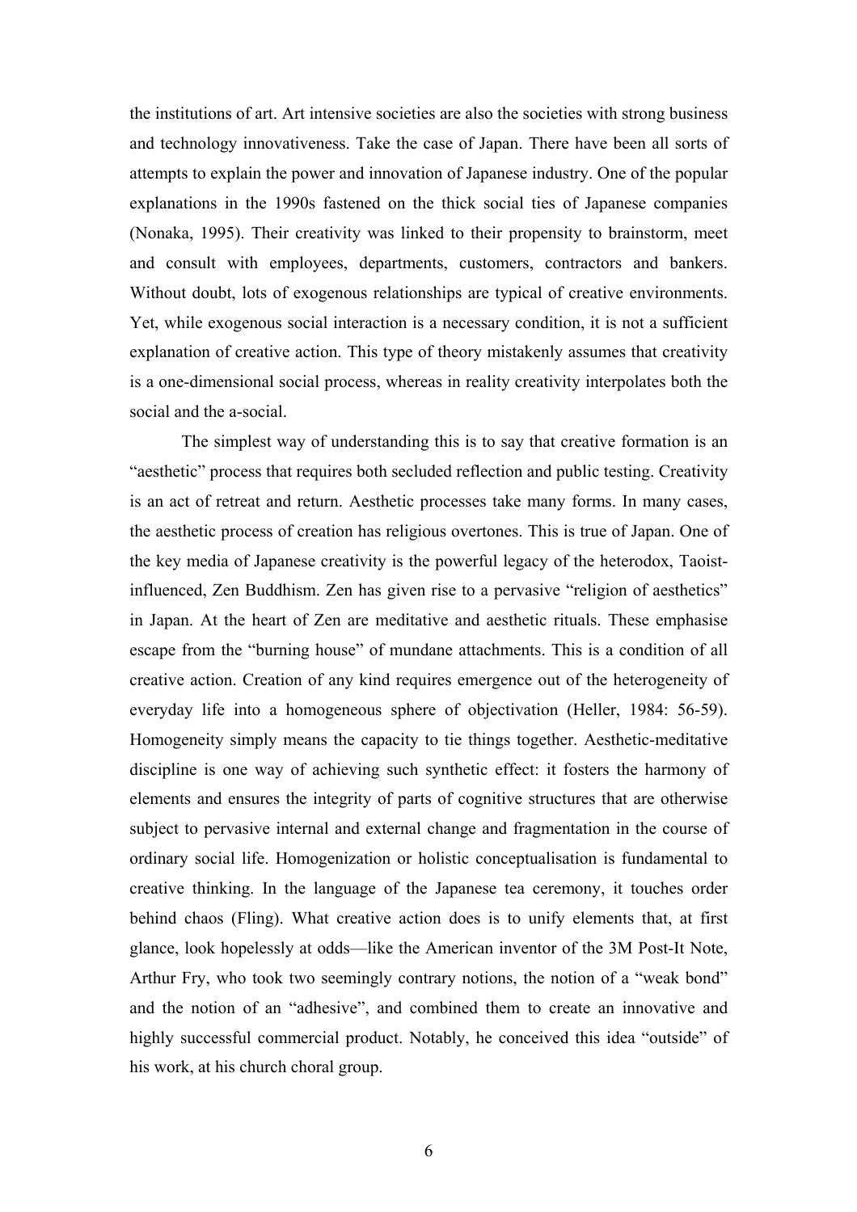the institutions of art. Art intensive societies are also the societies with strong business and technology innovativeness. Take the case of Japan. There have been all sorts of attempts to explain the power and innovation of Japanese industry. One of the popular explanations in the 1990s fastened on the thick social ties of Japanese companies (Nonaka, 1995). Their creativity was linked to their propensity to brainstorm, meet and consult with employees, departments, customers, contractors and bankers. Without doubt, lots of exogenous relationships are typical of creative environments. Yet, while exogenous social interaction is a necessary condition, it is not a sufficient explanation of creative action. This type of theory mistakenly assumes that creativity is a one-dimensional social process, whereas in reality creativity interpolates both the social and the a-social.

The simplest way of understanding this is to say that creative formation is an "aesthetic" process that requires both secluded reflection and public testing. Creativity is an act of retreat and return. Aesthetic processes take many forms. In many cases, the aesthetic process of creation has religious overtones. This is true of Japan. One of the key media of Japanese creativity is the powerful legacy of the heterodox, Taoist-influenced, Zen Buddhism. Zen has given rise to a pervasive "religion of aesthetics" in Japan. At the heart of Zen are meditative and aesthetic rituals. These emphasise escape from the "burning house" of mundane attachments. This is a condition of all creative action. Creation of any kind requires emergence out of the heterogeneity of everyday life into a homogeneous sphere of objectivation (Heller, 1984: 56-59). Homogeneity simply means the capacity to tie things together. Aesthetic-meditative discipline is one way of achieving such synthetic effect: it fosters the harmony of elements and ensures the integrity of parts of cognitive structures that are otherwise subject to pervasive internal and external change and fragmentation in the course of ordinary social life. Homogenization or holistic conceptualisation is fundamental to creative thinking. In the language of the Japanese tea ceremony, it touches order behind chaos (Fling). What creative action does is to unify elements that, at first glance, look hopelessly at odds—like the American inventor of the 3M Post-It Note, Arthur Fry, who took two seemingly contrary notions, the notion of a "weak bond" and the notion of an "adhesive", and combined them to create an innovative and highly successful commercial product. Notably, he conceived this idea "outside" of his work, at his church choral group.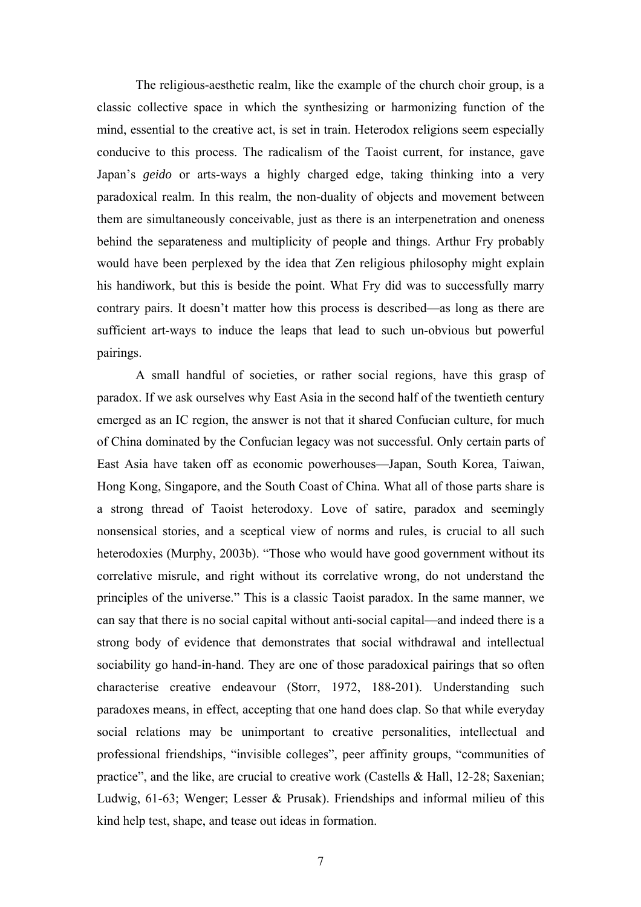The religious-aesthetic realm, like the example of the church choir group, is a classic collective space in which the synthesizing or harmonizing function of the mind, essential to the creative act, is set in train. Heterodox religions seem especially conducive to this process. The radicalism of the Taoist current, for instance, gave Japan's *geido* or arts-ways a highly charged edge, taking thinking into a very paradoxical realm. In this realm, the non-duality of objects and movement between them are simultaneously conceivable, just as there is an interpenetration and oneness behind the separateness and multiplicity of people and things. Arthur Fry probably would have been perplexed by the idea that Zen religious philosophy might explain his handiwork, but this is beside the point. What Fry did was to successfully marry contrary pairs. It doesn't matter how this process is described—as long as there are sufficient art-ways to induce the leaps that lead to such un-obvious but powerful pairings.

A small handful of societies, or rather social regions, have this grasp of paradox. If we ask ourselves why East Asia in the second half of the twentieth century emerged as an IC region, the answer is not that it shared Confucian culture, for much of China dominated by the Confucian legacy was not successful. Only certain parts of East Asia have taken off as economic powerhouses—Japan, South Korea, Taiwan, Hong Kong, Singapore, and the South Coast of China. What all of those parts share is a strong thread of Taoist heterodoxy. Love of satire, paradox and seemingly nonsensical stories, and a sceptical view of norms and rules, is crucial to all such heterodoxies (Murphy, 2003b). "Those who would have good government without its correlative misrule, and right without its correlative wrong, do not understand the principles of the universe." This is a classic Taoist paradox. In the same manner, we can say that there is no social capital without anti-social capital—and indeed there is a strong body of evidence that demonstrates that social withdrawal and intellectual sociability go hand-in-hand. They are one of those paradoxical pairings that so often characterise creative endeavour (Storr, 1972, 188-201). Understanding such paradoxes means, in effect, accepting that one hand does clap. So that while everyday social relations may be unimportant to creative personalities, intellectual and professional friendships, "invisible colleges", peer affinity groups, "communities of practice", and the like, are crucial to creative work (Castells & Hall, 12-28; Saxenian; Ludwig, 61-63; Wenger; Lesser & Prusak). Friendships and informal milieu of this kind help test, shape, and tease out ideas in formation.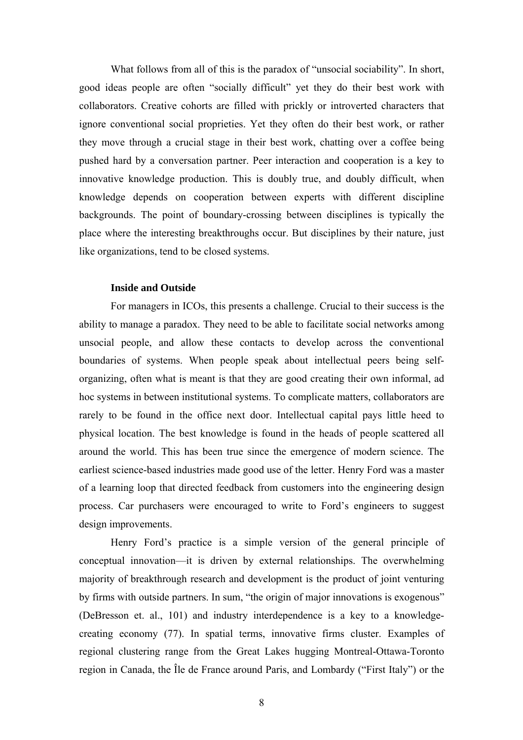What follows from all of this is the paradox of "unsocial sociability". In short, good ideas people are often "socially difficult" yet they do their best work with collaborators. Creative cohorts are filled with prickly or introverted characters that ignore conventional social proprieties. Yet they often do their best work, or rather they move through a crucial stage in their best work, chatting over a coffee being pushed hard by a conversation partner. Peer interaction and cooperation is a key to innovative knowledge production. This is doubly true, and doubly difficult, when knowledge depends on cooperation between experts with different discipline backgrounds. The point of boundary-crossing between disciplines is typically the place where the interesting breakthroughs occur. But disciplines by their nature, just like organizations, tend to be closed systems.

### Inside and Outside

For managers in ICOs, this presents a challenge. Crucial to their success is the ability to manage a paradox. They need to be able to facilitate social networks among unsocial people, and allow these contacts to develop across the conventional boundaries of systems. When people speak about intellectual peers being self-organizing, often what is meant is that they are good creating their own informal, ad hoc systems in between institutional systems. To complicate matters, collaborators are rarely to be found in the office next door. Intellectual capital pays little heed to physical location. The best knowledge is found in the heads of people scattered all around the world. This has been true since the emergence of modern science. The earliest science-based industries made good use of the letter. Henry Ford was a master of a learning loop that directed feedback from customers into the engineering design process. Car purchasers were encouraged to write to Ford's engineers to suggest design improvements.

Henry Ford's practice is a simple version of the general principle of conceptual innovation—it is driven by external relationships. The overwhelming majority of breakthrough research and development is the product of joint venturing by firms with outside partners. In sum, "the origin of major innovations is exogenous" (DeBresson et. al., 101) and industry interdependence is a key to a knowledge-creating economy (77). In spatial terms, innovative firms cluster. Examples of regional clustering range from the Great Lakes hugging Montreal-Ottawa-Toronto region in Canada, the Île de France around Paris, and Lombardy ("First Italy") or the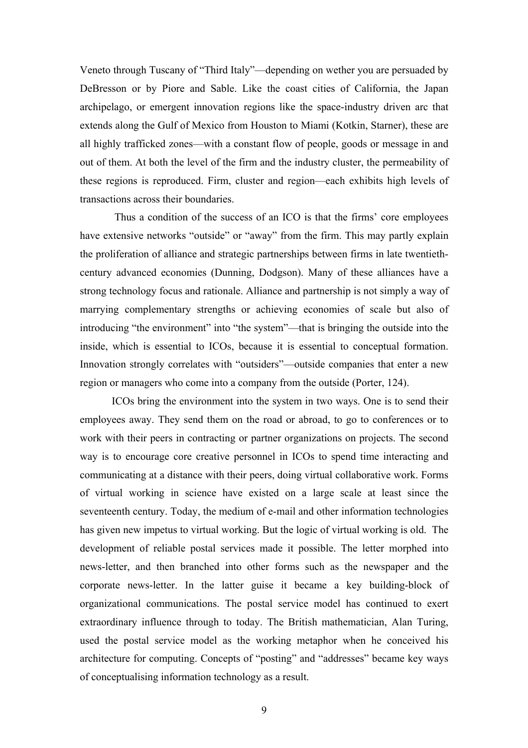Veneto through Tuscany of "Third Italy"—depending on wether you are persuaded by DeBresson or by Piore and Sable. Like the coast cities of California, the Japan archipelago, or emergent innovation regions like the space-industry driven arc that extends along the Gulf of Mexico from Houston to Miami (Kotkin, Starner), these are all highly trafficked zones—with a constant flow of people, goods or message in and out of them. At both the level of the firm and the industry cluster, the permeability of these regions is reproduced. Firm, cluster and region—each exhibits high levels of transactions across their boundaries.

Thus a condition of the success of an ICO is that the firms' core employees have extensive networks "outside" or "away" from the firm. This may partly explain the proliferation of alliance and strategic partnerships between firms in late twentieth-century advanced economies (Dunning, Dodgson). Many of these alliances have a strong technology focus and rationale. Alliance and partnership is not simply a way of marrying complementary strengths or achieving economies of scale but also of introducing "the environment" into "the system"—that is bringing the outside into the inside, which is essential to ICOs, because it is essential to conceptual formation. Innovation strongly correlates with "outsiders"—outside companies that enter a new region or managers who come into a company from the outside (Porter, 124).

ICOs bring the environment into the system in two ways. One is to send their employees away. They send them on the road or abroad, to go to conferences or to work with their peers in contracting or partner organizations on projects. The second way is to encourage core creative personnel in ICOs to spend time interacting and communicating at a distance with their peers, doing virtual collaborative work. Forms of virtual working in science have existed on a large scale at least since the seventeenth century. Today, the medium of e-mail and other information technologies has given new impetus to virtual working. But the logic of virtual working is old. The development of reliable postal services made it possible. The letter morphed into news-letter, and then branched into other forms such as the newspaper and the corporate news-letter. In the latter guise it became a key building-block of organizational communications. The postal service model has continued to exert extraordinary influence through to today. The British mathematician, Alan Turing, used the postal service model as the working metaphor when he conceived his architecture for computing. Concepts of "posting" and "addresses" became key ways of conceptualising information technology as a result.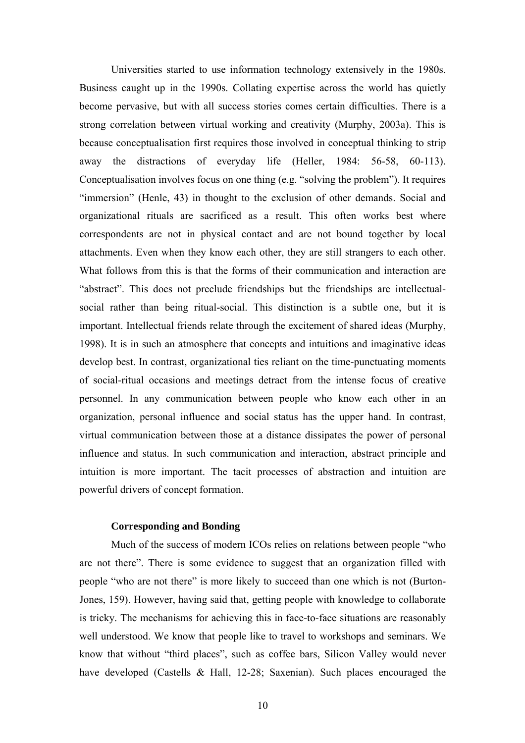Universities started to use information technology extensively in the 1980s. Business caught up in the 1990s. Collating expertise across the world has quietly become pervasive, but with all success stories comes certain difficulties. There is a strong correlation between virtual working and creativity (Murphy, 2003a). This is because conceptualisation first requires those involved in conceptual thinking to strip away the distractions of everyday life (Heller, 1984: 56-58, 60-113). Conceptualisation involves focus on one thing (e.g. "solving the problem"). It requires "immersion" (Henle, 43) in thought to the exclusion of other demands. Social and organizational rituals are sacrificed as a result. This often works best where correspondents are not in physical contact and are not bound together by local attachments. Even when they know each other, they are still strangers to each other. What follows from this is that the forms of their communication and interaction are "abstract". This does not preclude friendships but the friendships are intellectual-social rather than being ritual-social. This distinction is a subtle one, but it is important. Intellectual friends relate through the excitement of shared ideas (Murphy, 1998). It is in such an atmosphere that concepts and intuitions and imaginative ideas develop best. In contrast, organizational ties reliant on the time-punctuating moments of social-ritual occasions and meetings detract from the intense focus of creative personnel. In any communication between people who know each other in an organization, personal influence and social status has the upper hand. In contrast, virtual communication between those at a distance dissipates the power of personal influence and status. In such communication and interaction, abstract principle and intuition is more important. The tacit processes of abstraction and intuition are powerful drivers of concept formation.

### Corresponding and Bonding

Much of the success of modern ICOs relies on relations between people "who are not there". There is some evidence to suggest that an organization filled with people "who are not there" is more likely to succeed than one which is not (Burton-Jones, 159). However, having said that, getting people with knowledge to collaborate is tricky. The mechanisms for achieving this in face-to-face situations are reasonably well understood. We know that people like to travel to workshops and seminars. We know that without "third places", such as coffee bars, Silicon Valley would never have developed (Castells & Hall, 12-28; Saxenian). Such places encouraged the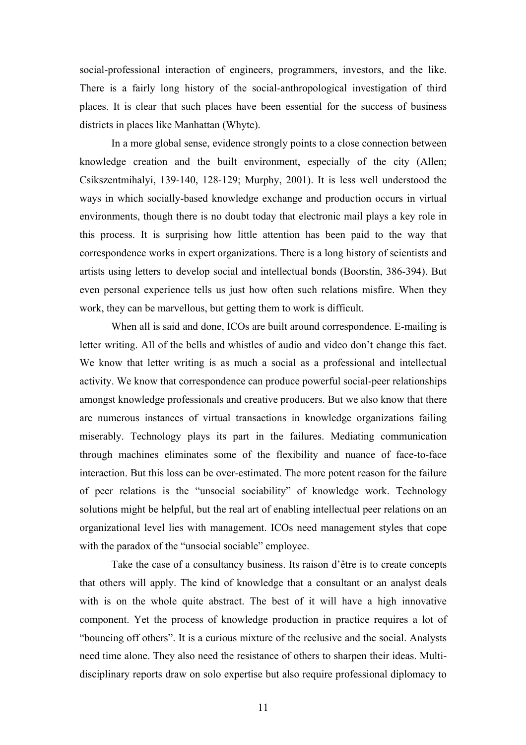social-professional interaction of engineers, programmers, investors, and the like. There is a fairly long history of the social-anthropological investigation of third places. It is clear that such places have been essential for the success of business districts in places like Manhattan (Whyte).

In a more global sense, evidence strongly points to a close connection between knowledge creation and the built environment, especially of the city (Allen; Csikszentmihalyi, 139-140, 128-129; Murphy, 2001). It is less well understood the ways in which socially-based knowledge exchange and production occurs in virtual environments, though there is no doubt today that electronic mail plays a key role in this process. It is surprising how little attention has been paid to the way that correspondence works in expert organizations. There is a long history of scientists and artists using letters to develop social and intellectual bonds (Boorstin, 386-394). But even personal experience tells us just how often such relations misfire. When they work, they can be marvellous, but getting them to work is difficult.

When all is said and done, ICOs are built around correspondence. E-mailing is letter writing. All of the bells and whistles of audio and video don't change this fact. We know that letter writing is as much a social as a professional and intellectual activity. We know that correspondence can produce powerful social-peer relationships amongst knowledge professionals and creative producers. But we also know that there are numerous instances of virtual transactions in knowledge organizations failing miserably. Technology plays its part in the failures. Mediating communication through machines eliminates some of the flexibility and nuance of face-to-face interaction. But this loss can be over-estimated. The more potent reason for the failure of peer relations is the "unsocial sociability" of knowledge work. Technology solutions might be helpful, but the real art of enabling intellectual peer relations on an organizational level lies with management. ICOs need management styles that cope with the paradox of the "unsocial sociable" employee.

Take the case of a consultancy business. Its raison d'être is to create concepts that others will apply. The kind of knowledge that a consultant or an analyst deals with is on the whole quite abstract. The best of it will have a high innovative component. Yet the process of knowledge production in practice requires a lot of "bouncing off others". It is a curious mixture of the reclusive and the social. Analysts need time alone. They also need the resistance of others to sharpen their ideas. Multi-disciplinary reports draw on solo expertise but also require professional diplomacy to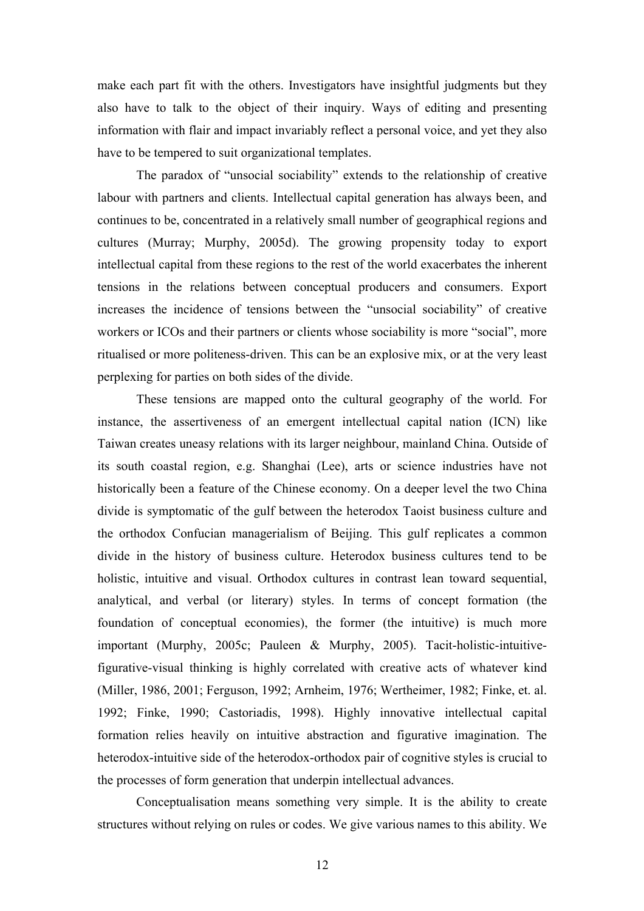make each part fit with the others. Investigators have insightful judgments but they also have to talk to the object of their inquiry. Ways of editing and presenting information with flair and impact invariably reflect a personal voice, and yet they also have to be tempered to suit organizational templates.

The paradox of "unsocial sociability" extends to the relationship of creative labour with partners and clients. Intellectual capital generation has always been, and continues to be, concentrated in a relatively small number of geographical regions and cultures (Murray; Murphy, 2005d). The growing propensity today to export intellectual capital from these regions to the rest of the world exacerbates the inherent tensions in the relations between conceptual producers and consumers. Export increases the incidence of tensions between the "unsocial sociability" of creative workers or ICOs and their partners or clients whose sociability is more "social", more ritualised or more politeness-driven. This can be an explosive mix, or at the very least perplexing for parties on both sides of the divide.

These tensions are mapped onto the cultural geography of the world. For instance, the assertiveness of an emergent intellectual capital nation (ICN) like Taiwan creates uneasy relations with its larger neighbour, mainland China. Outside of its south coastal region, e.g. Shanghai (Lee), arts or science industries have not historically been a feature of the Chinese economy. On a deeper level the two China divide is symptomatic of the gulf between the heterodox Taoist business culture and the orthodox Confucian managerialism of Beijing. This gulf replicates a common divide in the history of business culture. Heterodox business cultures tend to be holistic, intuitive and visual. Orthodox cultures in contrast lean toward sequential, analytical, and verbal (or literary) styles. In terms of concept formation (the foundation of conceptual economies), the former (the intuitive) is much more important (Murphy, 2005c; Pauleen & Murphy, 2005). Tacit-holistic-intuitive-figurative-visual thinking is highly correlated with creative acts of whatever kind (Miller, 1986, 2001; Ferguson, 1992; Arnheim, 1976; Wertheimer, 1982; Finke, et. al. 1992; Finke, 1990; Castoriadis, 1998). Highly innovative intellectual capital formation relies heavily on intuitive abstraction and figurative imagination. The heterodox-intuitive side of the heterodox-orthodox pair of cognitive styles is crucial to the processes of form generation that underpin intellectual advances.

Conceptualisation means something very simple. It is the ability to create structures without relying on rules or codes. We give various names to this ability. We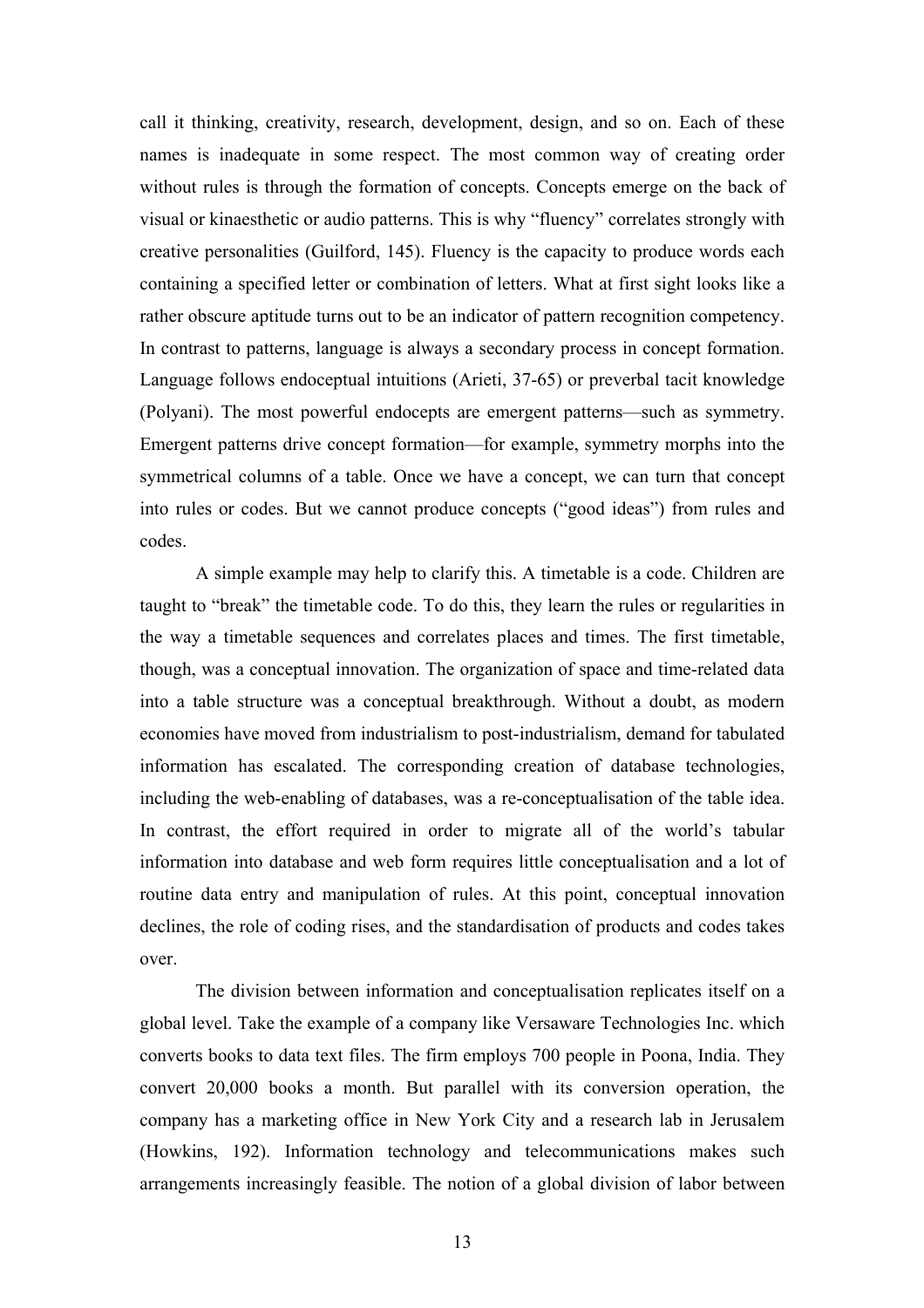call it thinking, creativity, research, development, design, and so on. Each of these names is inadequate in some respect. The most common way of creating order without rules is through the formation of concepts. Concepts emerge on the back of visual or kinaesthetic or audio patterns. This is why "fluency" correlates strongly with creative personalities (Guilford, 145). Fluency is the capacity to produce words each containing a specified letter or combination of letters. What at first sight looks like a rather obscure aptitude turns out to be an indicator of pattern recognition competency. In contrast to patterns, language is always a secondary process in concept formation. Language follows endoceptual intuitions (Arieti, 37-65) or preverbal tacit knowledge (Polyani). The most powerful endocepts are emergent patterns—such as symmetry. Emergent patterns drive concept formation—for example, symmetry morphs into the symmetrical columns of a table. Once we have a concept, we can turn that concept into rules or codes. But we cannot produce concepts ("good ideas") from rules and codes.

A simple example may help to clarify this. A timetable is a code. Children are taught to "break" the timetable code. To do this, they learn the rules or regularities in the way a timetable sequences and correlates places and times. The first timetable, though, was a conceptual innovation. The organization of space and time-related data into a table structure was a conceptual breakthrough. Without a doubt, as modern economies have moved from industrialism to post-industrialism, demand for tabulated information has escalated. The corresponding creation of database technologies, including the web-enabling of databases, was a re-conceptualisation of the table idea. In contrast, the effort required in order to migrate all of the world's tabular information into database and web form requires little conceptualisation and a lot of routine data entry and manipulation of rules. At this point, conceptual innovation declines, the role of coding rises, and the standardisation of products and codes takes over.

The division between information and conceptualisation replicates itself on a global level. Take the example of a company like Versaware Technologies Inc. which converts books to data text files. The firm employs 700 people in Poona, India. They convert 20,000 books a month. But parallel with its conversion operation, the company has a marketing office in New York City and a research lab in Jerusalem (Howkins, 192). Information technology and telecommunications makes such arrangements increasingly feasible. The notion of a global division of labor between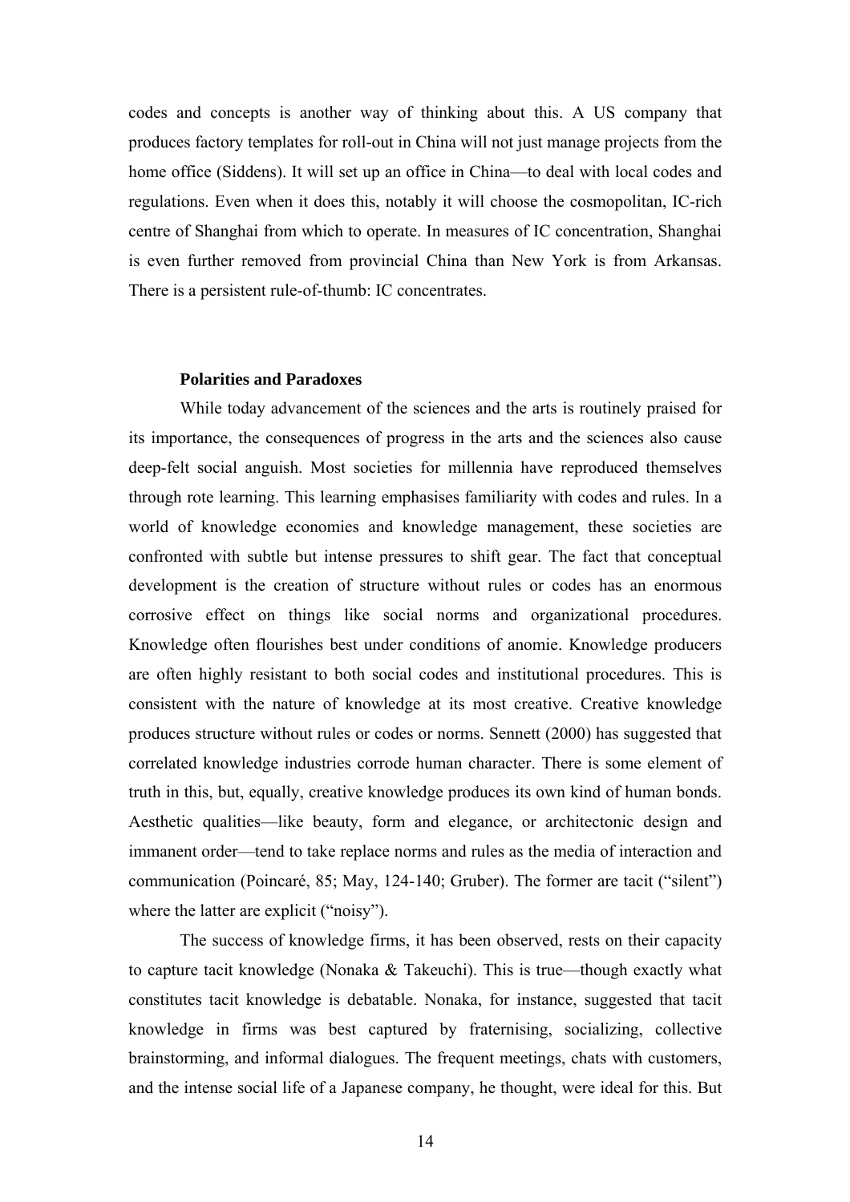codes and concepts is another way of thinking about this. A US company that produces factory templates for roll-out in China will not just manage projects from the home office (Siddens). It will set up an office in China—to deal with local codes and regulations. Even when it does this, notably it will choose the cosmopolitan, IC-rich centre of Shanghai from which to operate. In measures of IC concentration, Shanghai is even further removed from provincial China than New York is from Arkansas. There is a persistent rule-of-thumb: IC concentrates.

### Polarities and Paradoxes

While today advancement of the sciences and the arts is routinely praised for its importance, the consequences of progress in the arts and the sciences also cause deep-felt social anguish. Most societies for millennia have reproduced themselves through rote learning. This learning emphasises familiarity with codes and rules. In a world of knowledge economies and knowledge management, these societies are confronted with subtle but intense pressures to shift gear. The fact that conceptual development is the creation of structure without rules or codes has an enormous corrosive effect on things like social norms and organizational procedures. Knowledge often flourishes best under conditions of anomie. Knowledge producers are often highly resistant to both social codes and institutional procedures. This is consistent with the nature of knowledge at its most creative. Creative knowledge produces structure without rules or codes or norms. Sennett (2000) has suggested that correlated knowledge industries corrode human character. There is some element of truth in this, but, equally, creative knowledge produces its own kind of human bonds. Aesthetic qualities—like beauty, form and elegance, or architectonic design and immanent order—tend to take replace norms and rules as the media of interaction and communication (Poincaré, 85; May, 124-140; Gruber). The former are tacit ("silent") where the latter are explicit ("noisy").

The success of knowledge firms, it has been observed, rests on their capacity to capture tacit knowledge (Nonaka & Takeuchi). This is true—though exactly what constitutes tacit knowledge is debatable. Nonaka, for instance, suggested that tacit knowledge in firms was best captured by fraternising, socializing, collective brainstorming, and informal dialogues. The frequent meetings, chats with customers, and the intense social life of a Japanese company, he thought, were ideal for this. But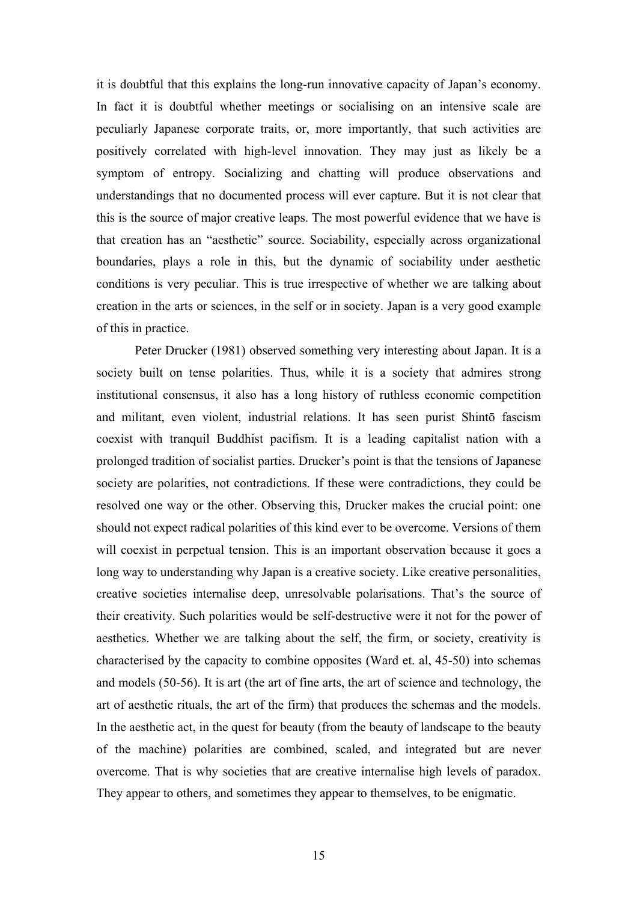it is doubtful that this explains the long-run innovative capacity of Japan's economy. In fact it is doubtful whether meetings or socialising on an intensive scale are peculiarly Japanese corporate traits, or, more importantly, that such activities are positively correlated with high-level innovation. They may just as likely be a symptom of entropy. Socializing and chatting will produce observations and understandings that no documented process will ever capture. But it is not clear that this is the source of major creative leaps. The most powerful evidence that we have is that creation has an "aesthetic" source. Sociability, especially across organizational boundaries, plays a role in this, but the dynamic of sociability under aesthetic conditions is very peculiar. This is true irrespective of whether we are talking about creation in the arts or sciences, in the self or in society. Japan is a very good example of this in practice.

Peter Drucker (1981) observed something very interesting about Japan. It is a society built on tense polarities. Thus, while it is a society that admires strong institutional consensus, it also has a long history of ruthless economic competition and militant, even violent, industrial relations. It has seen purist Shintō fascism coexist with tranquil Buddhist pacifism. It is a leading capitalist nation with a prolonged tradition of socialist parties. Drucker's point is that the tensions of Japanese society are polarities, not contradictions. If these were contradictions, they could be resolved one way or the other. Observing this, Drucker makes the crucial point: one should not expect radical polarities of this kind ever to be overcome. Versions of them will coexist in perpetual tension. This is an important observation because it goes a long way to understanding why Japan is a creative society. Like creative personalities, creative societies internalise deep, unresolvable polarisations. That's the source of their creativity. Such polarities would be self-destructive were it not for the power of aesthetics. Whether we are talking about the self, the firm, or society, creativity is characterised by the capacity to combine opposites (Ward et. al, 45-50) into schemas and models (50-56). It is art (the art of fine arts, the art of science and technology, the art of aesthetic rituals, the art of the firm) that produces the schemas and the models. In the aesthetic act, in the quest for beauty (from the beauty of landscape to the beauty of the machine) polarities are combined, scaled, and integrated but are never overcome. That is why societies that are creative internalise high levels of paradox. They appear to others, and sometimes they appear to themselves, to be enigmatic.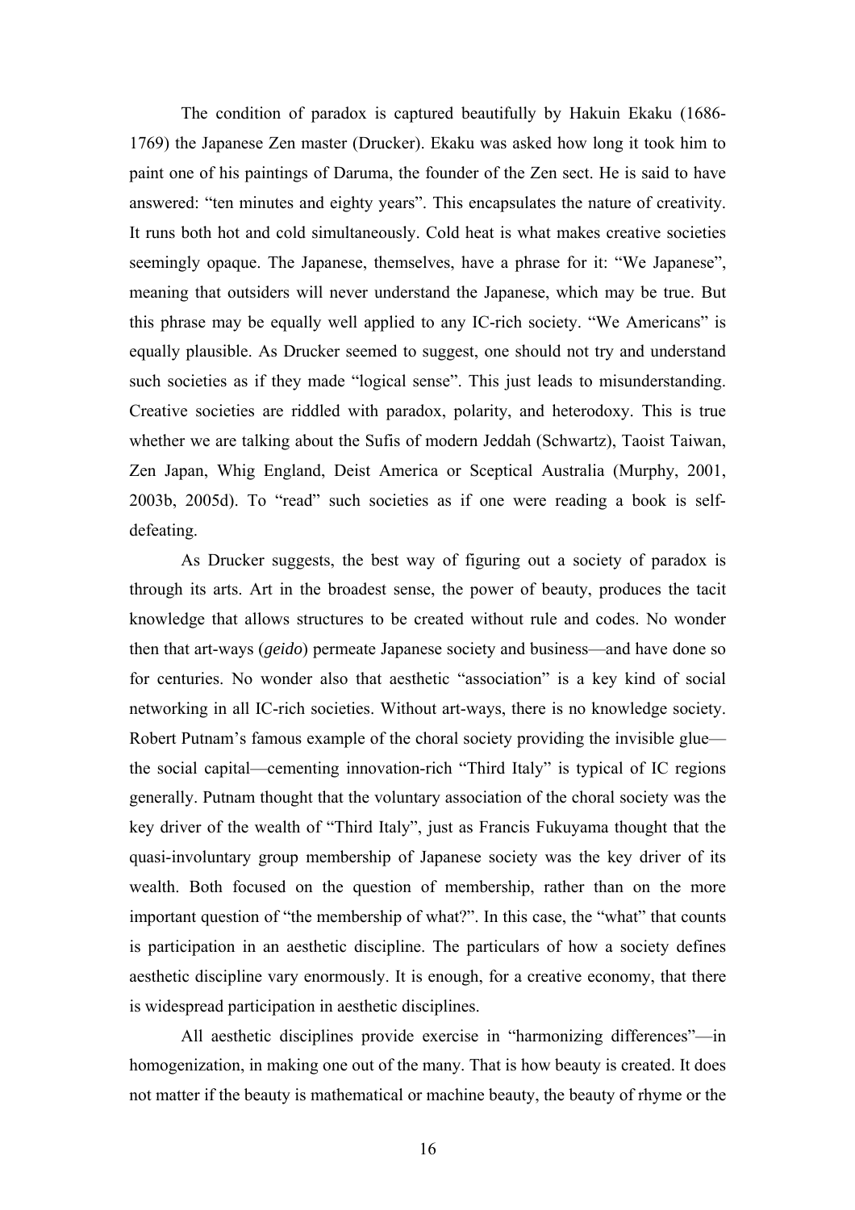The condition of paradox is captured beautifully by Hakuin Ekaku (1686-1769) the Japanese Zen master (Drucker). Ekaku was asked how long it took him to paint one of his paintings of Daruma, the founder of the Zen sect. He is said to have answered: "ten minutes and eighty years". This encapsulates the nature of creativity. It runs both hot and cold simultaneously. Cold heat is what makes creative societies seemingly opaque. The Japanese, themselves, have a phrase for it: "We Japanese", meaning that outsiders will never understand the Japanese, which may be true. But this phrase may be equally well applied to any IC-rich society. "We Americans" is equally plausible. As Drucker seemed to suggest, one should not try and understand such societies as if they made "logical sense". This just leads to misunderstanding. Creative societies are riddled with paradox, polarity, and heterodoxy. This is true whether we are talking about the Sufis of modern Jeddah (Schwartz), Taoist Taiwan, Zen Japan, Whig England, Deist America or Sceptical Australia (Murphy, 2001, 2003b, 2005d). To "read" such societies as if one were reading a book is self-defeating.

As Drucker suggests, the best way of figuring out a society of paradox is through its arts. Art in the broadest sense, the power of beauty, produces the tacit knowledge that allows structures to be created without rule and codes. No wonder then that art-ways (*geido*) permeate Japanese society and business—and have done so for centuries. No wonder also that aesthetic "association" is a key kind of social networking in all IC-rich societies. Without art-ways, there is no knowledge society. Robert Putnam's famous example of the choral society providing the invisible glue—the social capital—cementing innovation-rich "Third Italy" is typical of IC regions generally. Putnam thought that the voluntary association of the choral society was the key driver of the wealth of "Third Italy", just as Francis Fukuyama thought that the quasi-involuntary group membership of Japanese society was the key driver of its wealth. Both focused on the question of membership, rather than on the more important question of "the membership of what?". In this case, the "what" that counts is participation in an aesthetic discipline. The particulars of how a society defines aesthetic discipline vary enormously. It is enough, for a creative economy, that there is widespread participation in aesthetic disciplines.

All aesthetic disciplines provide exercise in "harmonizing differences"—in homogenization, in making one out of the many. That is how beauty is created. It does not matter if the beauty is mathematical or machine beauty, the beauty of rhyme or the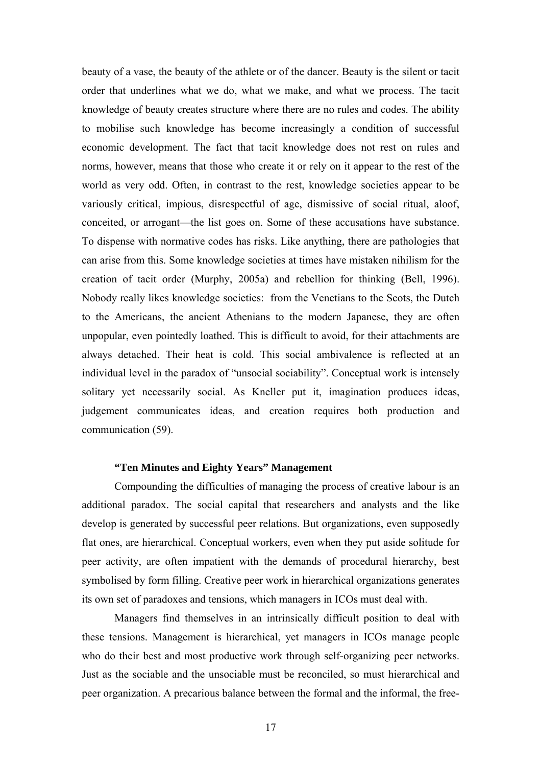beauty of a vase, the beauty of the athlete or of the dancer. Beauty is the silent or tacit order that underlines what we do, what we make, and what we process. The tacit knowledge of beauty creates structure where there are no rules and codes. The ability to mobilise such knowledge has become increasingly a condition of successful economic development. The fact that tacit knowledge does not rest on rules and norms, however, means that those who create it or rely on it appear to the rest of the world as very odd. Often, in contrast to the rest, knowledge societies appear to be variously critical, impious, disrespectful of age, dismissive of social ritual, aloof, conceited, or arrogant—the list goes on. Some of these accusations have substance. To dispense with normative codes has risks. Like anything, there are pathologies that can arise from this. Some knowledge societies at times have mistaken nihilism for the creation of tacit order (Murphy, 2005a) and rebellion for thinking (Bell, 1996). Nobody really likes knowledge societies: from the Venetians to the Scots, the Dutch to the Americans, the ancient Athenians to the modern Japanese, they are often unpopular, even pointedly loathed. This is difficult to avoid, for their attachments are always detached. Their heat is cold. This social ambivalence is reflected at an individual level in the paradox of "unsocial sociability". Conceptual work is intensely solitary yet necessarily social. As Kneller put it, imagination produces ideas, judgement communicates ideas, and creation requires both production and communication (59).

### "Ten Minutes and Eighty Years" Management

Compounding the difficulties of managing the process of creative labour is an additional paradox. The social capital that researchers and analysts and the like develop is generated by successful peer relations. But organizations, even supposedly flat ones, are hierarchical. Conceptual workers, even when they put aside solitude for peer activity, are often impatient with the demands of procedural hierarchy, best symbolised by form filling. Creative peer work in hierarchical organizations generates its own set of paradoxes and tensions, which managers in ICOs must deal with.

Managers find themselves in an intrinsically difficult position to deal with these tensions. Management is hierarchical, yet managers in ICOs manage people who do their best and most productive work through self-organizing peer networks. Just as the sociable and the unsociable must be reconciled, so must hierarchical and peer organization. A precarious balance between the formal and the informal, the free-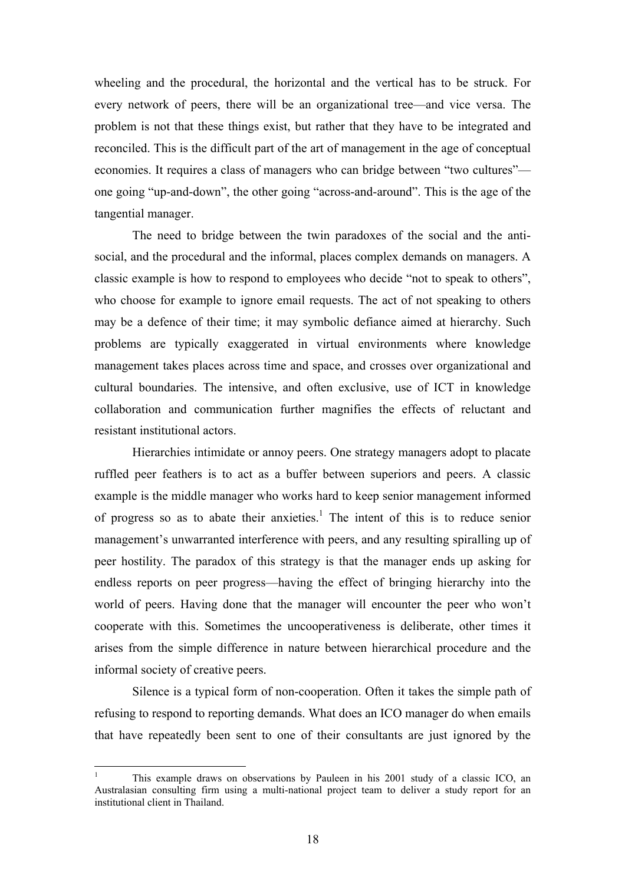wheeling and the procedural, the horizontal and the vertical has to be struck. For every network of peers, there will be an organizational tree—and vice versa. The problem is not that these things exist, but rather that they have to be integrated and reconciled. This is the difficult part of the art of management in the age of conceptual economies. It requires a class of managers who can bridge between "two cultures"—one going "up-and-down", the other going "across-and-around". This is the age of the tangential manager.

The need to bridge between the twin paradoxes of the social and the anti-social, and the procedural and the informal, places complex demands on managers. A classic example is how to respond to employees who decide "not to speak to others", who choose for example to ignore email requests. The act of not speaking to others may be a defence of their time; it may symbolic defiance aimed at hierarchy. Such problems are typically exaggerated in virtual environments where knowledge management takes places across time and space, and crosses over organizational and cultural boundaries. The intensive, and often exclusive, use of ICT in knowledge collaboration and communication further magnifies the effects of reluctant and resistant institutional actors.

Hierarchies intimidate or annoy peers. One strategy managers adopt to placate ruffled peer feathers is to act as a buffer between superiors and peers. A classic example is the middle manager who works hard to keep senior management informed of progress so as to abate their anxieties.[1] The intent of this is to reduce senior management's unwarranted interference with peers, and any resulting spiralling up of peer hostility. The paradox of this strategy is that the manager ends up asking for endless reports on peer progress—having the effect of bringing hierarchy into the world of peers. Having done that the manager will encounter the peer who won't cooperate with this. Sometimes the uncooperativeness is deliberate, other times it arises from the simple difference in nature between hierarchical procedure and the informal society of creative peers.

Silence is a typical form of non-cooperation. Often it takes the simple path of refusing to respond to reporting demands. What does an ICO manager do when emails that have repeatedly been sent to one of their consultants are just ignored by the

---

[1] This example draws on observations by Pauleen in his 2001 study of a classic ICO, an Australasian consulting firm using a multi-national project team to deliver a study report for an institutional client in Thailand.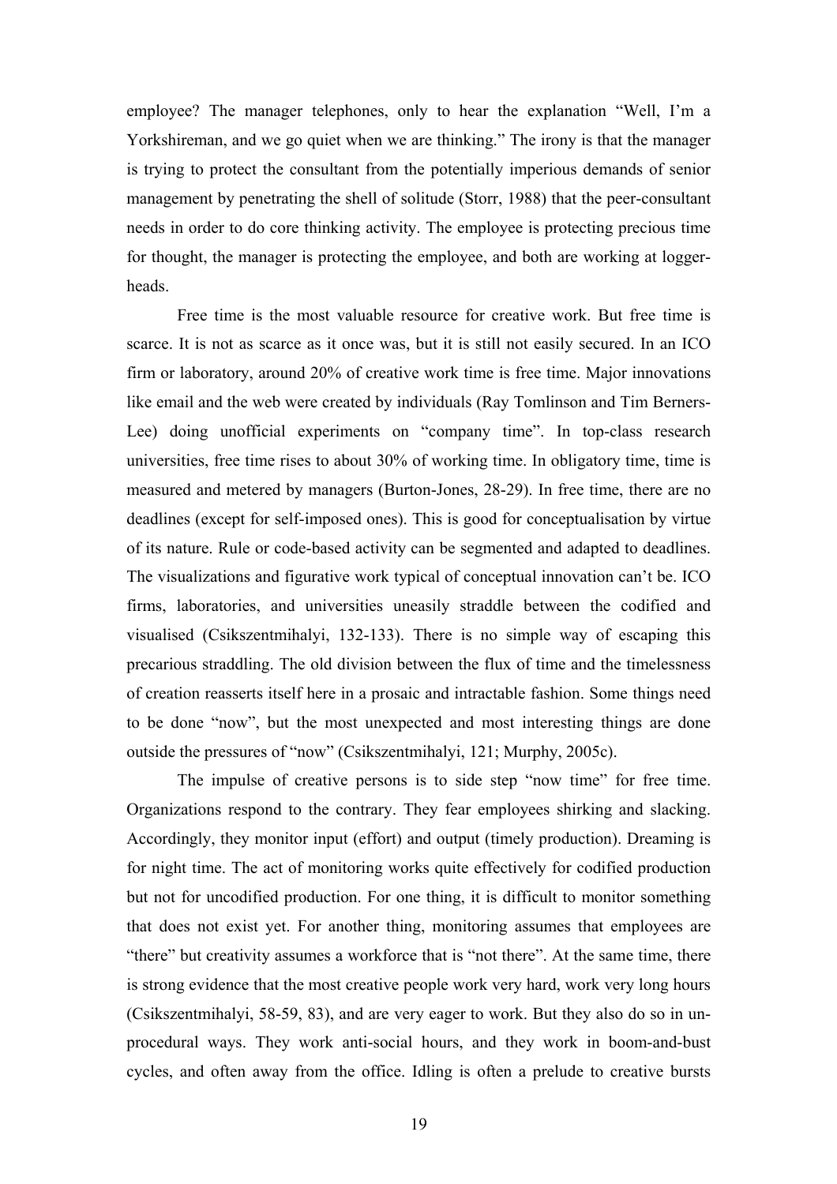employee? The manager telephones, only to hear the explanation "Well, I'm a Yorkshireman, and we go quiet when we are thinking." The irony is that the manager is trying to protect the consultant from the potentially imperious demands of senior management by penetrating the shell of solitude (Storr, 1988) that the peer-consultant needs in order to do core thinking activity. The employee is protecting precious time for thought, the manager is protecting the employee, and both are working at loggerheads.

Free time is the most valuable resource for creative work. But free time is scarce. It is not as scarce as it once was, but it is still not easily secured. In an ICO firm or laboratory, around 20% of creative work time is free time. Major innovations like email and the web were created by individuals (Ray Tomlinson and Tim Berners-Lee) doing unofficial experiments on "company time". In top-class research universities, free time rises to about 30% of working time. In obligatory time, time is measured and metered by managers (Burton-Jones, 28-29). In free time, there are no deadlines (except for self-imposed ones). This is good for conceptualisation by virtue of its nature. Rule or code-based activity can be segmented and adapted to deadlines. The visualizations and figurative work typical of conceptual innovation can't be. ICO firms, laboratories, and universities uneasily straddle between the codified and visualised (Csikszentmihalyi, 132-133). There is no simple way of escaping this precarious straddling. The old division between the flux of time and the timelessness of creation reasserts itself here in a prosaic and intractable fashion. Some things need to be done "now", but the most unexpected and most interesting things are done outside the pressures of "now" (Csikszentmihalyi, 121; Murphy, 2005c).

The impulse of creative persons is to side step "now time" for free time. Organizations respond to the contrary. They fear employees shirking and slacking. Accordingly, they monitor input (effort) and output (timely production). Dreaming is for night time. The act of monitoring works quite effectively for codified production but not for uncodified production. For one thing, it is difficult to monitor something that does not exist yet. For another thing, monitoring assumes that employees are "there" but creativity assumes a workforce that is "not there". At the same time, there is strong evidence that the most creative people work very hard, work very long hours (Csikszentmihalyi, 58-59, 83), and are very eager to work. But they also do so in un-procedural ways. They work anti-social hours, and they work in boom-and-bust cycles, and often away from the office. Idling is often a prelude to creative bursts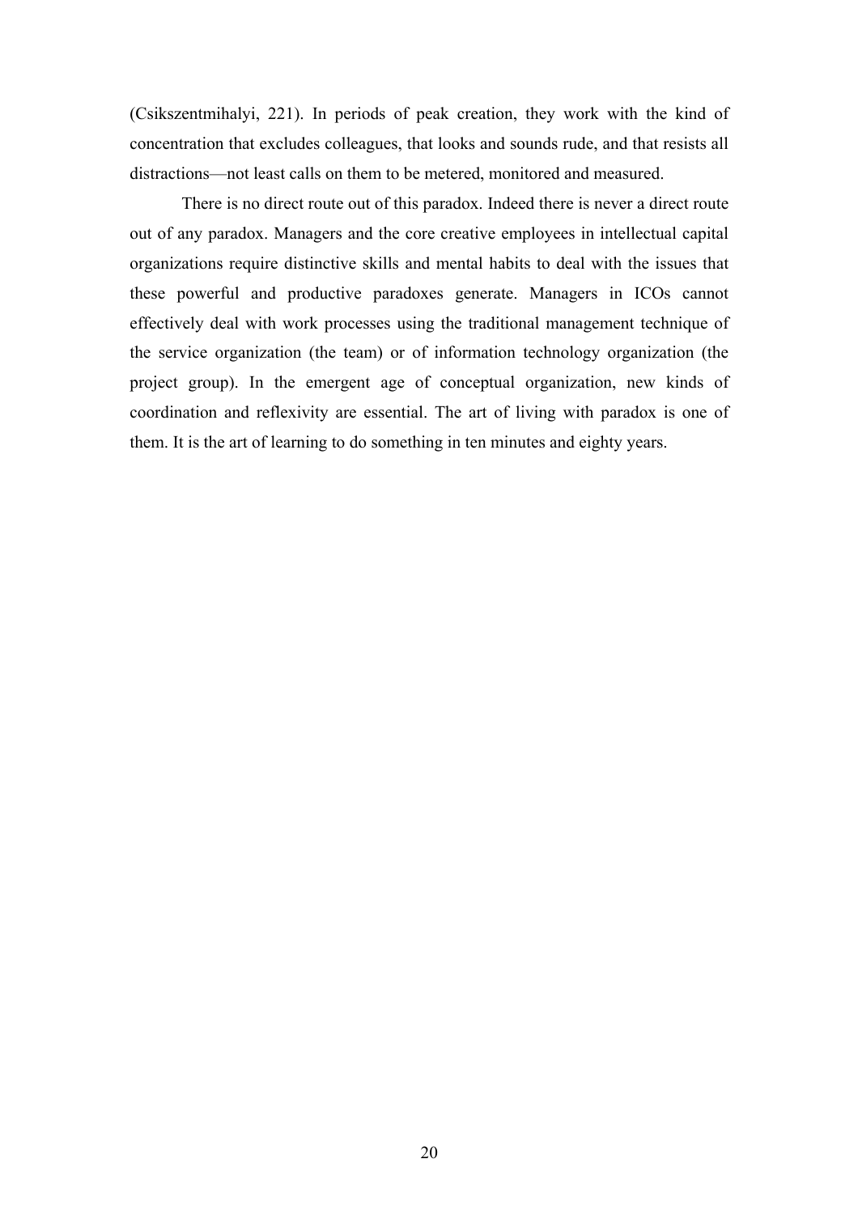(Csikszentmihalyi, 221). In periods of peak creation, they work with the kind of concentration that excludes colleagues, that looks and sounds rude, and that resists all distractions—not least calls on them to be metered, monitored and measured.

There is no direct route out of this paradox. Indeed there is never a direct route out of any paradox. Managers and the core creative employees in intellectual capital organizations require distinctive skills and mental habits to deal with the issues that these powerful and productive paradoxes generate. Managers in ICOs cannot effectively deal with work processes using the traditional management technique of the service organization (the team) or of information technology organization (the project group). In the emergent age of conceptual organization, new kinds of coordination and reflexivity are essential. The art of living with paradox is one of them. It is the art of learning to do something in ten minutes and eighty years.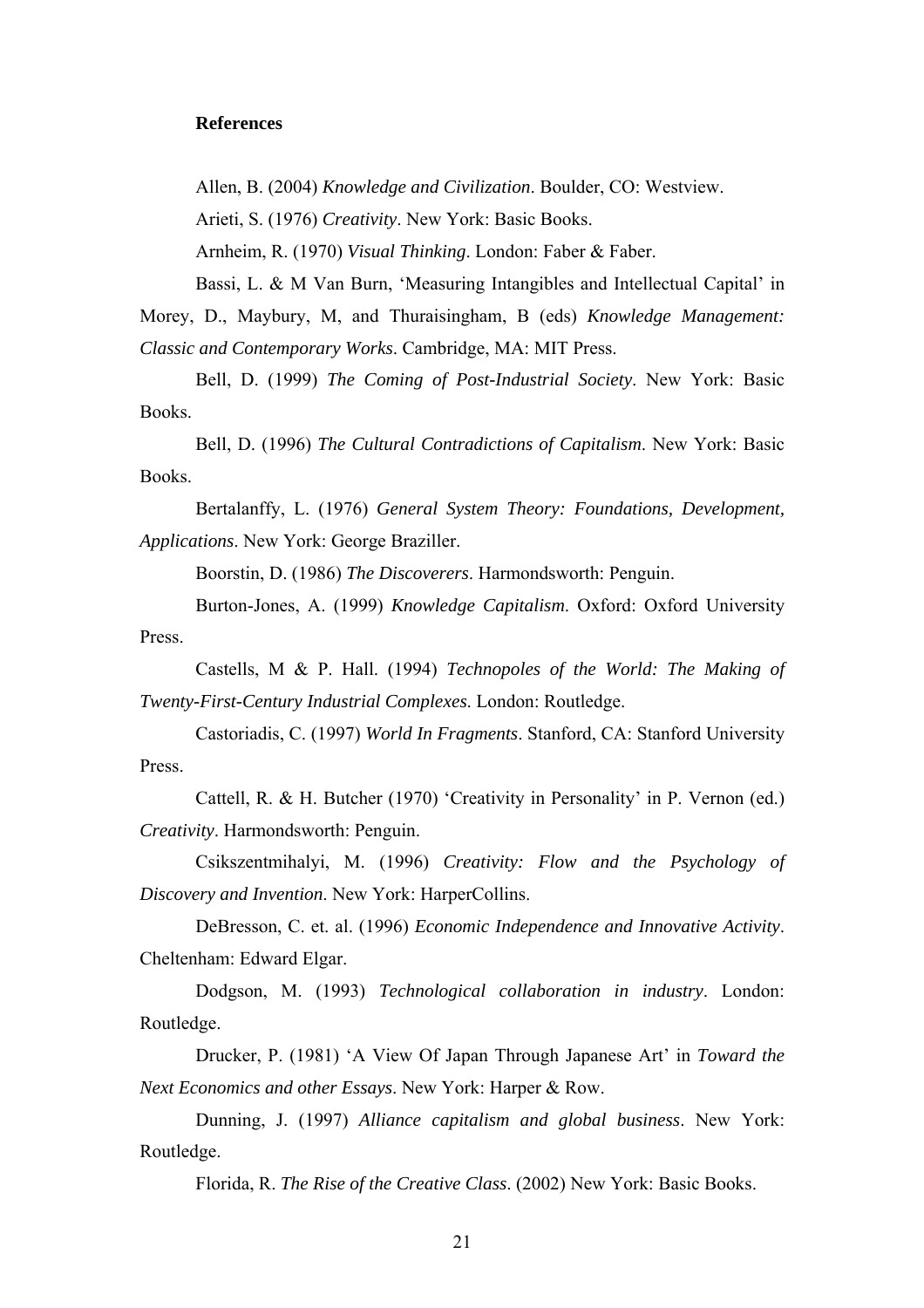**References**

Allen, B. (2004) *Knowledge and Civilization*. Boulder, CO: Westview.

Arieti, S. (1976) *Creativity*. New York: Basic Books.

Arnheim, R. (1970) *Visual Thinking*. London: Faber & Faber.

Bassi, L. & M Van Burn, 'Measuring Intangibles and Intellectual Capital' in Morey, D., Maybury, M, and Thuraisingham, B (eds) *Knowledge Management: Classic and Contemporary Works*. Cambridge, MA: MIT Press.

Bell, D. (1999) *The Coming of Post-Industrial Society*. New York: Basic Books.

Bell, D. (1996) *The Cultural Contradictions of Capitalism*. New York: Basic Books.

Bertalanffy, L. (1976) *General System Theory: Foundations, Development, Applications*. New York: George Braziller.

Boorstin, D. (1986) *The Discoverers*. Harmondsworth: Penguin.

Burton-Jones, A. (1999) *Knowledge Capitalism*. Oxford: Oxford University Press.

Castells, M & P. Hall. (1994) *Technopoles of the World: The Making of Twenty-First-Century Industrial Complexes*. London: Routledge.

Castoriadis, C. (1997) *World In Fragments*. Stanford, CA: Stanford University Press.

Cattell, R. & H. Butcher (1970) 'Creativity in Personality' in P. Vernon (ed.) *Creativity*. Harmondsworth: Penguin.

Csikszentmihalyi, M. (1996) *Creativity: Flow and the Psychology of Discovery and Invention*. New York: HarperCollins.

DeBresson, C. et. al. (1996) *Economic Independence and Innovative Activity*. Cheltenham: Edward Elgar.

Dodgson, M. (1993) *Technological collaboration in industry*. London: Routledge.

Drucker, P. (1981) 'A View Of Japan Through Japanese Art' in *Toward the Next Economics and other Essays*. New York: Harper & Row.

Dunning, J. (1997) *Alliance capitalism and global business*. New York: Routledge.

Florida, R. *The Rise of the Creative Class*. (2002) New York: Basic Books.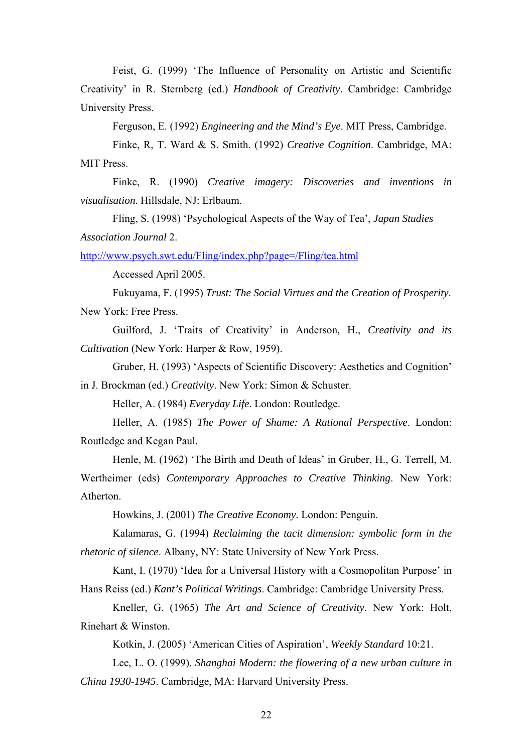Feist, G. (1999) 'The Influence of Personality on Artistic and Scientific Creativity' in R. Sternberg (ed.) *Handbook of Creativity*. Cambridge: Cambridge University Press.

Ferguson, E. (1992) *Engineering and the Mind's Eye*. MIT Press, Cambridge.

Finke, R, T. Ward & S. Smith. (1992) *Creative Cognition*. Cambridge, MA: MIT Press.

Finke, R. (1990) *Creative imagery: Discoveries and inventions in visualisation*. Hillsdale, NJ: Erlbaum.

Fling, S. (1998) 'Psychological Aspects of the Way of Tea', *Japan Studies Association Journal* 2.
http://www.psych.swt.edu/Fling/index.php?page=/Fling/tea.html

Accessed April 2005.

Fukuyama, F. (1995) *Trust: The Social Virtues and the Creation of Prosperity*. New York: Free Press.

Guilford, J. 'Traits of Creativity' in Anderson, H., *Creativity and its Cultivation* (New York: Harper & Row, 1959).

Gruber, H. (1993) 'Aspects of Scientific Discovery: Aesthetics and Cognition' in J. Brockman (ed.) *Creativity*. New York: Simon & Schuster.

Heller, A. (1984) *Everyday Life*. London: Routledge.

Heller, A. (1985) *The Power of Shame: A Rational Perspective*. London: Routledge and Kegan Paul.

Henle, M. (1962) 'The Birth and Death of Ideas' in Gruber, H., G. Terrell, M. Wertheimer (eds) *Contemporary Approaches to Creative Thinking*. New York: Atherton.

Howkins, J. (2001) *The Creative Economy*. London: Penguin.

Kalamaras, G. (1994) *Reclaiming the tacit dimension: symbolic form in the rhetoric of silence*. Albany, NY: State University of New York Press.

Kant, I. (1970) 'Idea for a Universal History with a Cosmopolitan Purpose' in Hans Reiss (ed.) *Kant's Political Writings*. Cambridge: Cambridge University Press.

Kneller, G. (1965) *The Art and Science of Creativity*. New York: Holt, Rinehart & Winston.

Kotkin, J. (2005) 'American Cities of Aspiration', *Weekly Standard* 10:21.

Lee, L. O. (1999). *Shanghai Modern: the flowering of a new urban culture in China 1930-1945*. Cambridge, MA: Harvard University Press.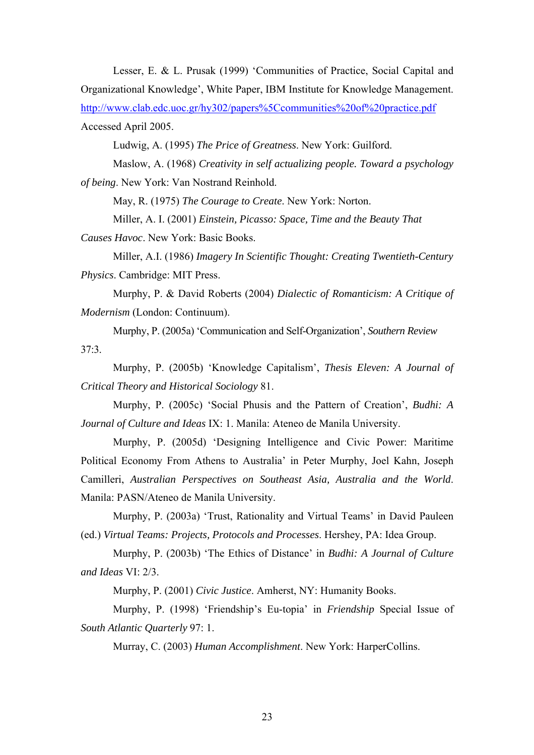Lesser, E. & L. Prusak (1999) 'Communities of Practice, Social Capital and Organizational Knowledge', White Paper, IBM Institute for Knowledge Management. http://www.clab.edc.uoc.gr/hy302/papers%5Ccommunities%20of%20practice.pdf Accessed April 2005.

Ludwig, A. (1995) *The Price of Greatness*. New York: Guilford.

Maslow, A. (1968) *Creativity in self actualizing people. Toward a psychology of being*. New York: Van Nostrand Reinhold.

May, R. (1975) *The Courage to Create*. New York: Norton.

Miller, A. I. (2001) *Einstein, Picasso: Space, Time and the Beauty That Causes Havoc*. New York: Basic Books.

Miller, A.I. (1986) *Imagery In Scientific Thought: Creating Twentieth-Century Physics*. Cambridge: MIT Press.

Murphy, P. & David Roberts (2004) *Dialectic of Romanticism: A Critique of Modernism* (London: Continuum).

Murphy, P. (2005a) 'Communication and Self-Organization', *Southern Review* 37:3.

Murphy, P. (2005b) 'Knowledge Capitalism', *Thesis Eleven: A Journal of Critical Theory and Historical Sociology* 81.

Murphy, P. (2005c) 'Social Phusis and the Pattern of Creation', *Budhi: A Journal of Culture and Ideas* IX: 1. Manila: Ateneo de Manila University.

Murphy, P. (2005d) 'Designing Intelligence and Civic Power: Maritime Political Economy From Athens to Australia' in Peter Murphy, Joel Kahn, Joseph Camilleri, *Australian Perspectives on Southeast Asia, Australia and the World*. Manila: PASN/Ateneo de Manila University.

Murphy, P. (2003a) 'Trust, Rationality and Virtual Teams' in David Pauleen (ed.) *Virtual Teams: Projects, Protocols and Processes*. Hershey, PA: Idea Group.

Murphy, P. (2003b) 'The Ethics of Distance' in *Budhi: A Journal of Culture and Ideas* VI: 2/3.

Murphy, P. (2001) *Civic Justice*. Amherst, NY: Humanity Books.

Murphy, P. (1998) 'Friendship's Eu-topia' in *Friendship* Special Issue of *South Atlantic Quarterly* 97: 1.

Murray, C. (2003) *Human Accomplishment*. New York: HarperCollins.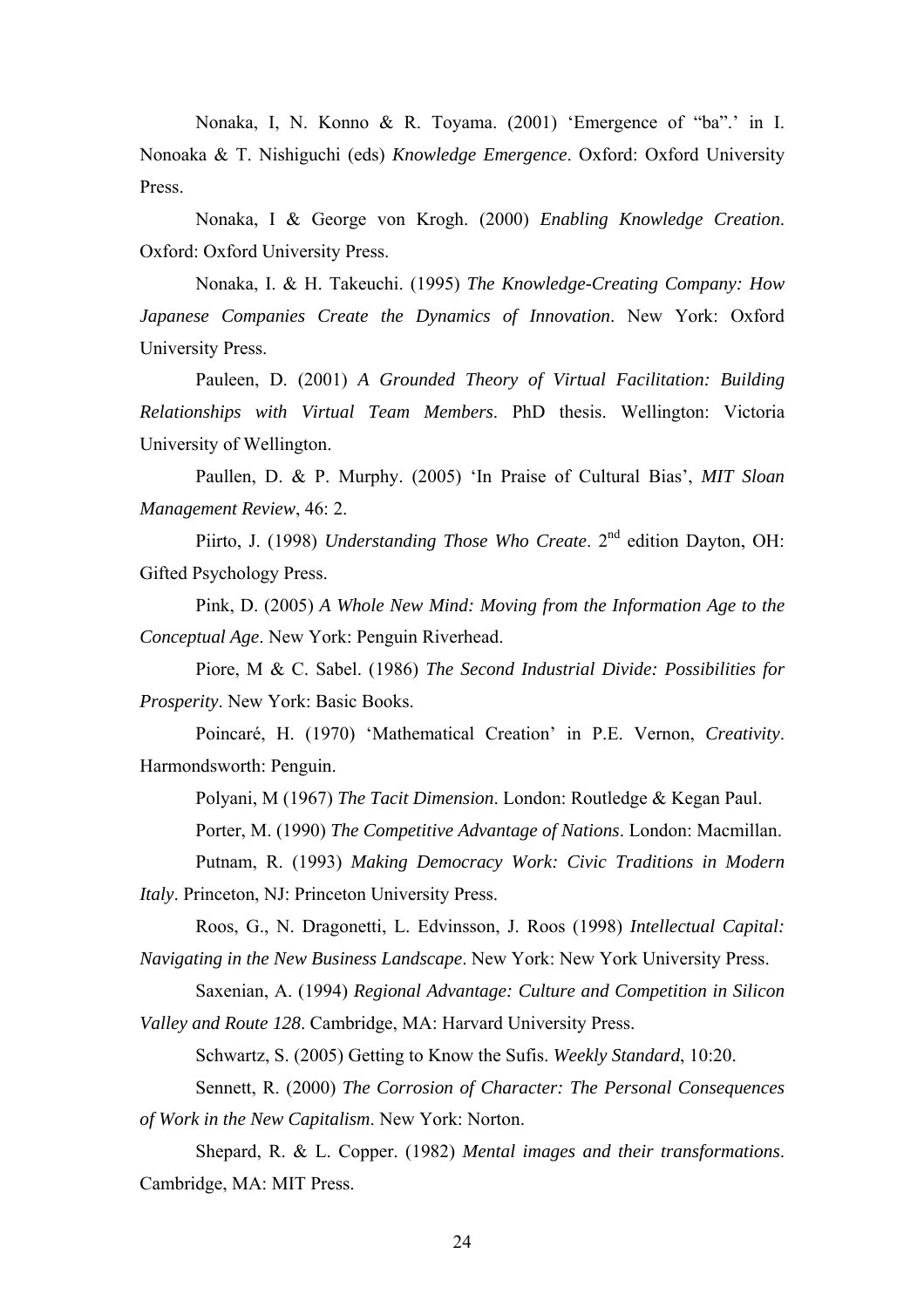Nonaka, I, N. Konno & R. Toyama. (2001) 'Emergence of "ba".' in I. Nonoaka & T. Nishiguchi (eds) *Knowledge Emergence*. Oxford: Oxford University Press.

Nonaka, I & George von Krogh. (2000) *Enabling Knowledge Creation*. Oxford: Oxford University Press.

Nonaka, I. & H. Takeuchi. (1995) *The Knowledge-Creating Company: How Japanese Companies Create the Dynamics of Innovation*. New York: Oxford University Press.

Pauleen, D. (2001) *A Grounded Theory of Virtual Facilitation: Building Relationships with Virtual Team Members*. PhD thesis. Wellington: Victoria University of Wellington.

Paullen, D. & P. Murphy. (2005) 'In Praise of Cultural Bias', *MIT Sloan Management Review*, 46: 2.

Piirto, J. (1998) *Understanding Those Who Create*. 2nd edition Dayton, OH: Gifted Psychology Press.

Pink, D. (2005) *A Whole New Mind: Moving from the Information Age to the Conceptual Age*. New York: Penguin Riverhead.

Piore, M & C. Sabel. (1986) *The Second Industrial Divide: Possibilities for Prosperity*. New York: Basic Books.

Poincaré, H. (1970) 'Mathematical Creation' in P.E. Vernon, *Creativity*. Harmondsworth: Penguin.

Polyani, M (1967) *The Tacit Dimension*. London: Routledge & Kegan Paul.

Porter, M. (1990) *The Competitive Advantage of Nations*. London: Macmillan.

Putnam, R. (1993) *Making Democracy Work: Civic Traditions in Modern Italy*. Princeton, NJ: Princeton University Press.

Roos, G., N. Dragonetti, L. Edvinsson, J. Roos (1998) *Intellectual Capital: Navigating in the New Business Landscape*. New York: New York University Press.

Saxenian, A. (1994) *Regional Advantage: Culture and Competition in Silicon Valley and Route 128*. Cambridge, MA: Harvard University Press.

Schwartz, S. (2005) Getting to Know the Sufis. *Weekly Standard*, 10:20.

Sennett, R. (2000) *The Corrosion of Character: The Personal Consequences of Work in the New Capitalism*. New York: Norton.

Shepard, R. & L. Copper. (1982) *Mental images and their transformations*. Cambridge, MA: MIT Press.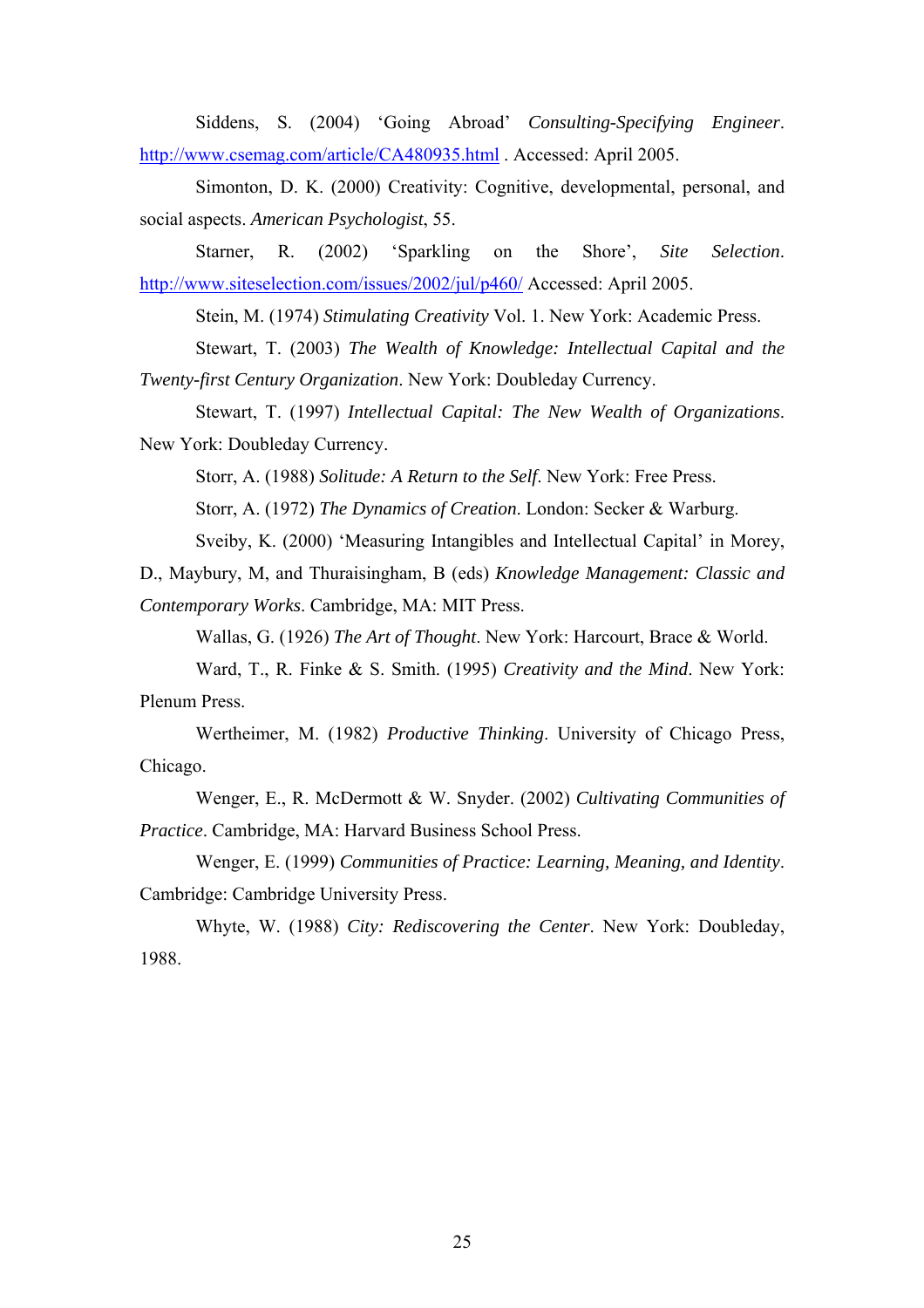Siddens, S. (2004) 'Going Abroad' *Consulting-Specifying Engineer*. http://www.csemag.com/article/CA480935.html . Accessed: April 2005.

Simonton, D. K. (2000) Creativity: Cognitive, developmental, personal, and social aspects. *American Psychologist*, 55.

Starner, R. (2002) 'Sparkling on the Shore', *Site Selection*. http://www.siteselection.com/issues/2002/jul/p460/ Accessed: April 2005.

Stein, M. (1974) *Stimulating Creativity* Vol. 1. New York: Academic Press.

Stewart, T. (2003) *The Wealth of Knowledge: Intellectual Capital and the Twenty-first Century Organization*. New York: Doubleday Currency.

Stewart, T. (1997) *Intellectual Capital: The New Wealth of Organizations*. New York: Doubleday Currency.

Storr, A. (1988) *Solitude: A Return to the Self*. New York: Free Press.

Storr, A. (1972) *The Dynamics of Creation*. London: Secker & Warburg.

Sveiby, K. (2000) 'Measuring Intangibles and Intellectual Capital' in Morey, D., Maybury, M, and Thuraisingham, B (eds) *Knowledge Management: Classic and Contemporary Works*. Cambridge, MA: MIT Press.

Wallas, G. (1926) *The Art of Thought*. New York: Harcourt, Brace & World.

Ward, T., R. Finke & S. Smith. (1995) *Creativity and the Mind*. New York: Plenum Press.

Wertheimer, M. (1982) *Productive Thinking*. University of Chicago Press, Chicago.

Wenger, E., R. McDermott & W. Snyder. (2002) *Cultivating Communities of Practice*. Cambridge, MA: Harvard Business School Press.

Wenger, E. (1999) *Communities of Practice: Learning, Meaning, and Identity*. Cambridge: Cambridge University Press.

Whyte, W. (1988) *City: Rediscovering the Center*. New York: Doubleday, 1988.